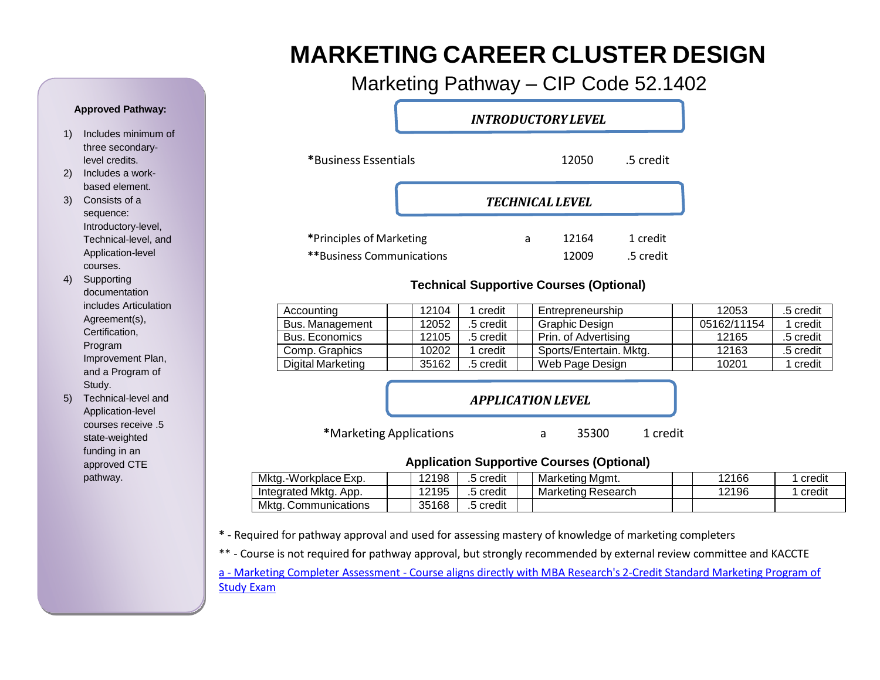# MARKETING CAREER CLUSTER DESIGN

## Marketing Pathway – CIP Code 52.1402

**Approved Pathway:**

1) Includes minimum of three secondary-level credits.
2) Includes a work-based element.
3) Consists of a sequence: Introductory-level, Technical-level, and Application-level courses.
4) Supporting documentation includes Articulation Agreement(s), Certification, Program Improvement Plan, and a Program of Study.
5) Technical-level and Application-level courses receive .5 state-weighted funding in an approved CTE pathway.

### *INTRODUCTORY LEVEL*

| Course | | Code | Credit |
|---|---|---|---|
| ***Business Essentials** | | 12050 | .5 credit |

### *TECHNICAL LEVEL*

| Course | | Code | Credit |
|---|---|---|---|
| ***Principles of Marketing** | a | 12164 | 1 credit |
| ****Business Communications** | | 12009 | .5 credit |

**Technical Supportive Courses (Optional)**

| Course | | Code | Credit | Course | | Code | Credit |
|---|---|---|---|---|---|---|---|
| Accounting | | 12104 | 1 credit | Entrepreneurship | | 12053 | .5 credit |
| Bus. Management | | 12052 | .5 credit | Graphic Design | | 05162/11154 | 1 credit |
| Bus. Economics | | 12105 | .5 credit | Prin. of Advertising | | 12165 | .5 credit |
| Comp. Graphics | | 10202 | 1 credit | Sports/Entertain. Mktg. | | 12163 | .5 credit |
| Digital Marketing | | 35162 | .5 credit | Web Page Design | | 10201 | 1 credit |

### *APPLICATION LEVEL*

| Course | | Code | Credit |
|---|---|---|---|
| ***Marketing Applications** | a | 35300 | 1 credit |

**Application Supportive Courses (Optional)**

| Course | | Code | Credit | Course | | Code | Credit |
|---|---|---|---|---|---|---|---|
| Mktg.-Workplace Exp. | | 12198 | .5 credit | Marketing Mgmt. | | 12166 | 1 credit |
| Integrated Mktg. App. | | 12195 | .5 credit | Marketing Research | | 12196 | 1 credit |
| Mktg. Communications | | 35168 | .5 credit | | | | |

**\*** - Required for pathway approval and used for assessing mastery of knowledge of marketing completers

** - Course is not required for pathway approval, but strongly recommended by external review committee and KACCTE

a - Marketing Completer Assessment - Course aligns directly with MBA Research's 2-Credit Standard Marketing Program of Study Exam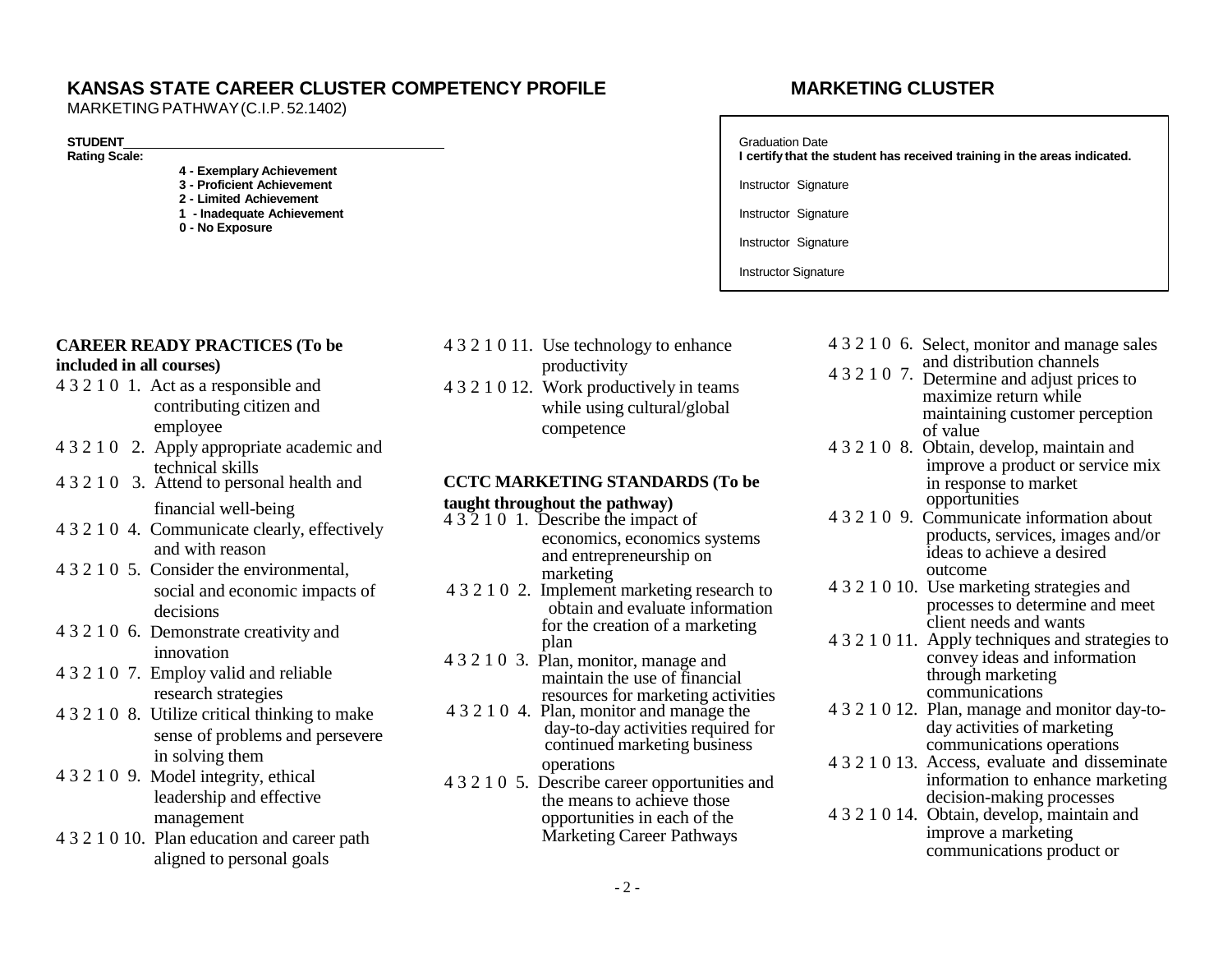# KANSAS STATE CAREER CLUSTER COMPETENCY PROFILE

## MARKETING CLUSTER

MARKETING PATHWAY (C.I.P. 52.1402)

**STUDENT**\_\_\_\_\_\_\_\_\_\_\_\_\_\_\_\_\_\_\_\_\_\_\_\_\_\_\_\_\_\_\_\_\_\_\_\_

**Rating Scale:**

- **4 - Exemplary Achievement**
- **3 - Proficient Achievement**
- **2 - Limited Achievement**
- **1 - Inadequate Achievement**
- **0 - No Exposure**

Graduation Date

**I certify that the student has received training in the areas indicated.**

Instructor Signature

Instructor Signature

Instructor Signature

Instructor Signature

**CAREER READY PRACTICES (To be included in all courses)**

4 3 2 1 0 1. Act as a responsible and contributing citizen and employee

4 3 2 1 0 2. Apply appropriate academic and technical skills

4 3 2 1 0 3. Attend to personal health and financial well-being

4 3 2 1 0 4. Communicate clearly, effectively and with reason

4 3 2 1 0 5. Consider the environmental, social and economic impacts of decisions

4 3 2 1 0 6. Demonstrate creativity and innovation

4 3 2 1 0 7. Employ valid and reliable research strategies

4 3 2 1 0 8. Utilize critical thinking to make sense of problems and persevere in solving them

4 3 2 1 0 9. Model integrity, ethical leadership and effective management

4 3 2 1 0 10. Plan education and career path aligned to personal goals

4 3 2 1 0 11. Use technology to enhance productivity

4 3 2 1 0 12. Work productively in teams while using cultural/global competence

**CCTC MARKETING STANDARDS (To be taught throughout the pathway)**

4 3 2 1 0 1. Describe the impact of economics, economics systems and entrepreneurship on marketing

4 3 2 1 0 2. Implement marketing research to obtain and evaluate information for the creation of a marketing plan

4 3 2 1 0 3. Plan, monitor, manage and maintain the use of financial resources for marketing activities

4 3 2 1 0 4. Plan, monitor and manage the day-to-day activities required for continued marketing business operations

4 3 2 1 0 5. Describe career opportunities and the means to achieve those opportunities in each of the Marketing Career Pathways

4 3 2 1 0 6. Select, monitor and manage sales and distribution channels

4 3 2 1 0 7. Determine and adjust prices to maximize return while maintaining customer perception of value

4 3 2 1 0 8. Obtain, develop, maintain and improve a product or service mix in response to market opportunities

4 3 2 1 0 9. Communicate information about products, services, images and/or ideas to achieve a desired outcome

4 3 2 1 0 10. Use marketing strategies and processes to determine and meet client needs and wants

4 3 2 1 0 11. Apply techniques and strategies to convey ideas and information through marketing communications

4 3 2 1 0 12. Plan, manage and monitor day-to-day activities of marketing communications operations

4 3 2 1 0 13. Access, evaluate and disseminate information to enhance marketing decision-making processes

4 3 2 1 0 14. Obtain, develop, maintain and improve a marketing communications product or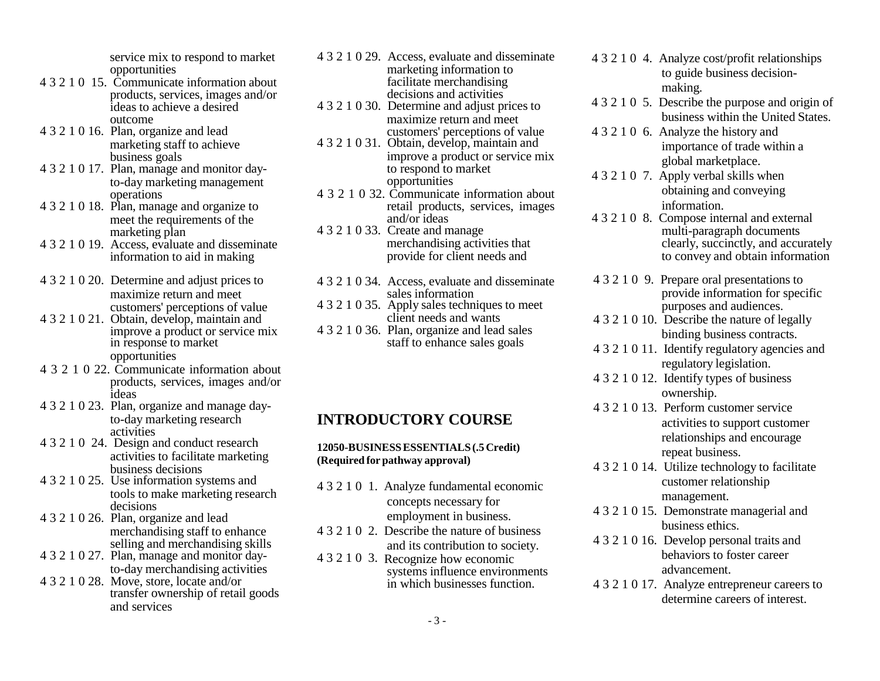service mix to respond to market opportunities

4 3 2 1 0 15. Communicate information about products, services, images and/or ideas to achieve a desired outcome

4 3 2 1 0 16. Plan, organize and lead marketing staff to achieve business goals

4 3 2 1 0 17. Plan, manage and monitor day-to-day marketing management operations

4 3 2 1 0 18. Plan, manage and organize to meet the requirements of the marketing plan

4 3 2 1 0 19. Access, evaluate and disseminate information to aid in making

4 3 2 1 0 20. Determine and adjust prices to maximize return and meet customers' perceptions of value

4 3 2 1 0 21. Obtain, develop, maintain and improve a product or service mix in response to market opportunities

4 3 2 1 0 22. Communicate information about products, services, images and/or ideas

4 3 2 1 0 23. Plan, organize and manage day-to-day marketing research activities

4 3 2 1 0 24. Design and conduct research activities to facilitate marketing business decisions

4 3 2 1 0 25. Use information systems and tools to make marketing research decisions

4 3 2 1 0 26. Plan, organize and lead merchandising staff to enhance selling and merchandising skills

4 3 2 1 0 27. Plan, manage and monitor day-to-day merchandising activities

4 3 2 1 0 28. Move, store, locate and/or transfer ownership of retail goods and services

4 3 2 1 0 29. Access, evaluate and disseminate marketing information to facilitate merchandising decisions and activities

4 3 2 1 0 30. Determine and adjust prices to maximize return and meet customers' perceptions of value

4 3 2 1 0 31. Obtain, develop, maintain and improve a product or service mix to respond to market opportunities

4 3 2 1 0 32. Communicate information about retail products, services, images and/or ideas

4 3 2 1 0 33. Create and manage merchandising activities that provide for client needs and

4 3 2 1 0 34. Access, evaluate and disseminate sales information

4 3 2 1 0 35. Apply sales techniques to meet client needs and wants

4 3 2 1 0 36. Plan, organize and lead sales staff to enhance sales goals

## INTRODUCTORY COURSE

**12050-BUSINESS ESSENTIALS (.5 Credit)**
**(Required for pathway approval)**

4 3 2 1 0 1. Analyze fundamental economic concepts necessary for employment in business.

4 3 2 1 0 2. Describe the nature of business and its contribution to society.

4 3 2 1 0 3. Recognize how economic systems influence environments in which business function.

4 3 2 1 0 4. Analyze cost/profit relationships to guide business decision-making.

4 3 2 1 0 5. Describe the purpose and origin of business within the United States.

4 3 2 1 0 6. Analyze the history and importance of trade within a global marketplace.

4 3 2 1 0 7. Apply verbal skills when obtaining and conveying information.

4 3 2 1 0 8. Compose internal and external multi-paragraph documents clearly, succinctly, and accurately to convey and obtain information

4 3 2 1 0 9. Prepare oral presentations to provide information for specific purposes and audiences.

4 3 2 1 0 10. Describe the nature of legally binding business contracts.

4 3 2 1 0 11. Identify regulatory agencies and regulatory legislation.

4 3 2 1 0 12. Identify types of business ownership.

4 3 2 1 0 13. Perform customer service activities to support customer relationships and encourage repeat business.

4 3 2 1 0 14. Utilize technology to facilitate customer relationship management.

4 3 2 1 0 15. Demonstrate managerial and business ethics.

4 3 2 1 0 16. Develop personal traits and behaviors to foster career advancement.

4 3 2 1 0 17. Analyze entrepreneur careers to determine careers of interest.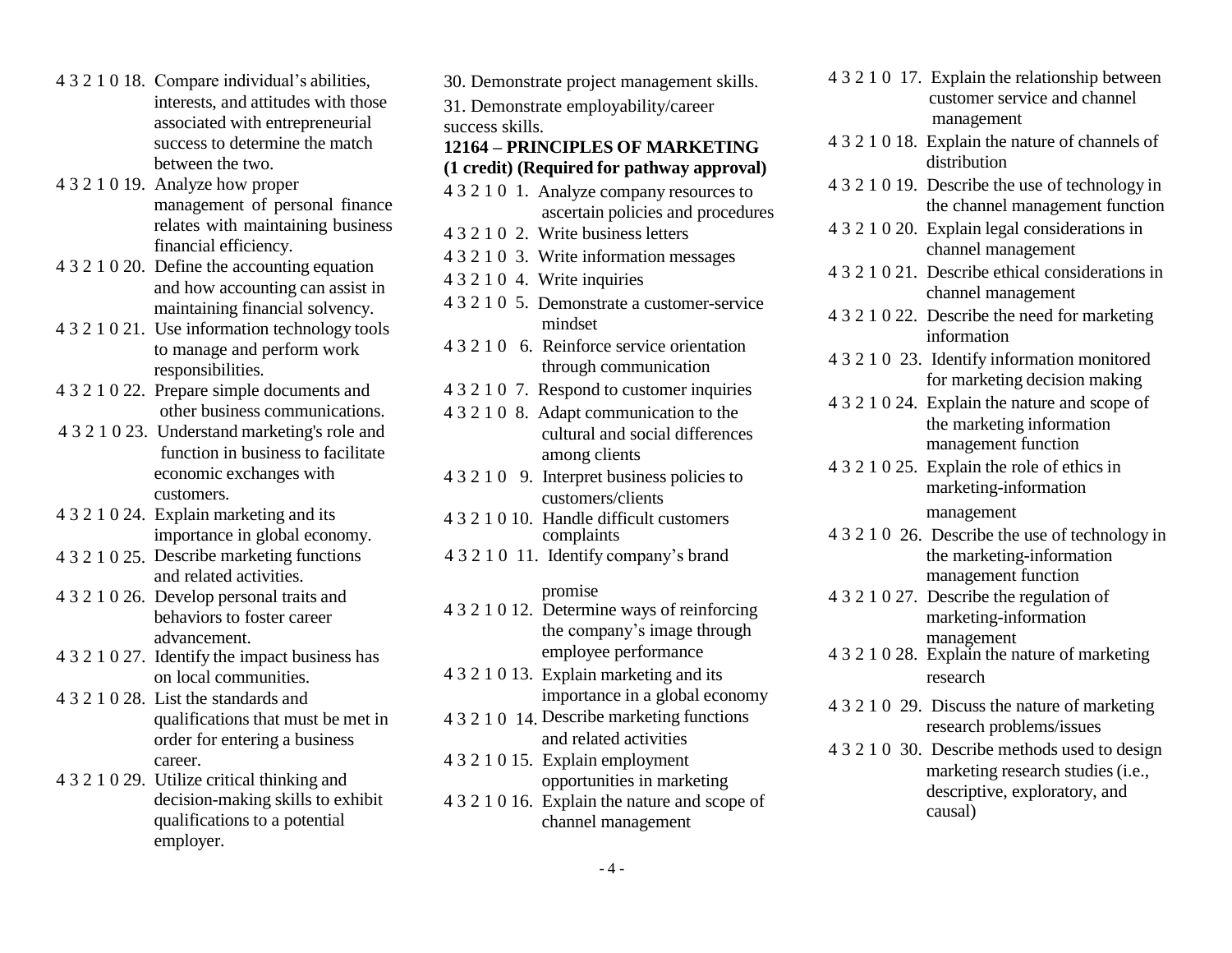4 3 2 1 0 18. Compare individual's abilities, interests, and attitudes with those associated with entrepreneurial success to determine the match between the two.

4 3 2 1 0 19. Analyze how proper management of personal finance relates with maintaining business financial efficiency.

4 3 2 1 0 20. Define the accounting equation and how accounting can assist in maintaining financial solvency.

4 3 2 1 0 21. Use information technology tools to manage and perform work responsibilities.

4 3 2 1 0 22. Prepare simple documents and other business communications.

4 3 2 1 0 23. Understand marketing's role and function in business to facilitate economic exchanges with customers.

4 3 2 1 0 24. Explain marketing and its importance in global economy.

4 3 2 1 0 25. Describe marketing functions and related activities.

4 3 2 1 0 26. Develop personal traits and behaviors to foster career advancement.

4 3 2 1 0 27. Identify the impact business has on local communities.

4 3 2 1 0 28. List the standards and qualifications that must be met in order for entering a business career.

4 3 2 1 0 29. Utilize critical thinking and decision-making skills to exhibit qualifications to a potential employer.

30. Demonstrate project management skills.

31. Demonstrate employability/career success skills.

**12164 – PRINCIPLES OF MARKETING (1 credit) (Required for pathway approval)**

4 3 2 1 0 1. Analyze company resources to ascertain policies and procedures

4 3 2 1 0 2. Write business letters

4 3 2 1 0 3. Write information messages

4 3 2 1 0 4. Write inquiries

4 3 2 1 0 5. Demonstrate a customer-service mindset

4 3 2 1 0 6. Reinforce service orientation through communication

4 3 2 1 0 7. Respond to customer inquiries

4 3 2 1 0 8. Adapt communication to the cultural and social differences among clients

4 3 2 1 0 9. Interpret business policies to customers/clients

4 3 2 1 0 10. Handle difficult customers complaints

4 3 2 1 0 11. Identify company's brand promise

4 3 2 1 0 12. Determine ways of reinforcing the company's image through employee performance

4 3 2 1 0 13. Explain marketing and its importance in a global economy

4 3 2 1 0 14. Describe marketing functions and related activities

4 3 2 1 0 15. Explain employment opportunities in marketing

4 3 2 1 0 16. Explain the nature and scope of channel management

4 3 2 1 0 17. Explain the relationship between customer service and channel management

4 3 2 1 0 18. Explain the nature of channels of distribution

4 3 2 1 0 19. Describe the use of technology in the channel management function

4 3 2 1 0 20. Explain legal considerations in channel management

4 3 2 1 0 21. Describe ethical considerations in channel management

4 3 2 1 0 22. Describe the need for marketing information

4 3 2 1 0 23. Identify information monitored for marketing decision making

4 3 2 1 0 24. Explain the nature and scope of the marketing information management function

4 3 2 1 0 25. Explain the role of ethics in marketing-information management

4 3 2 1 0 26. Describe the use of technology in the marketing-information management function

4 3 2 1 0 27. Describe the regulation of marketing-information management

4 3 2 1 0 28. Explain the nature of marketing research

4 3 2 1 0 29. Discuss the nature of marketing research problems/issues

4 3 2 1 0 30. Describe methods used to design marketing research studies (i.e., descriptive, exploratory, and causal)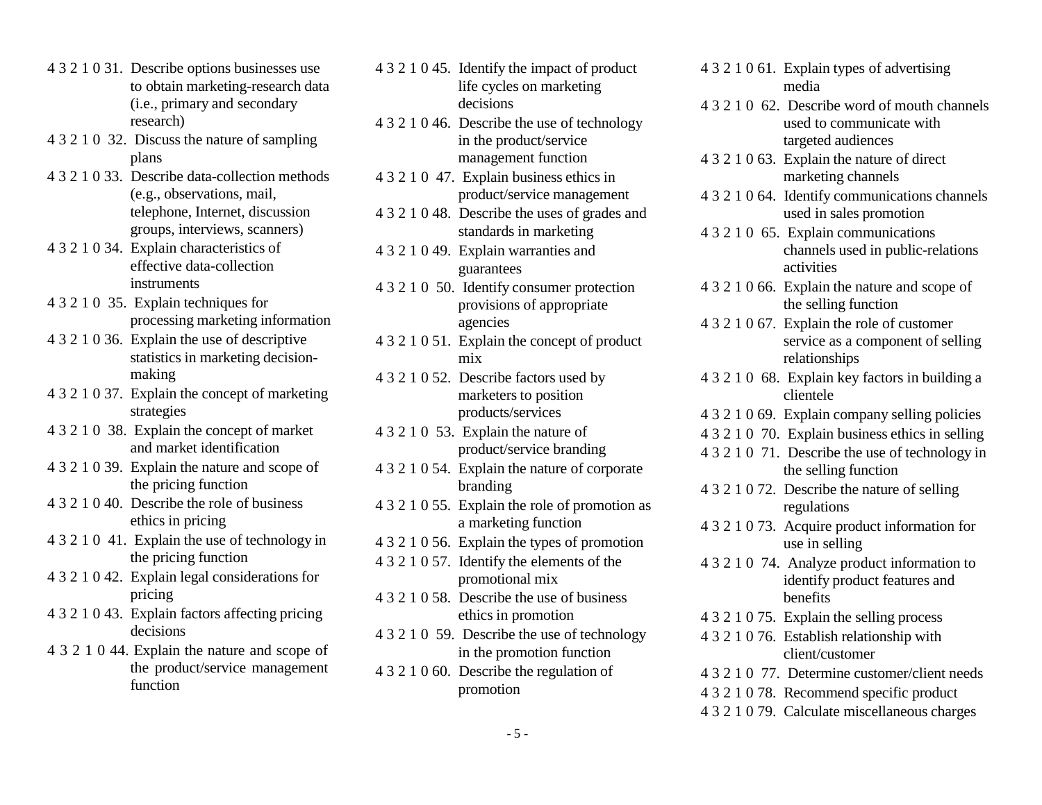4 3 2 1 0 31. Describe options businesses use to obtain marketing-research data (i.e., primary and secondary research)

4 3 2 1 0 32. Discuss the nature of sampling plans

4 3 2 1 0 33. Describe data-collection methods (e.g., observations, mail, telephone, Internet, discussion groups, interviews, scanners)

4 3 2 1 0 34. Explain characteristics of effective data-collection instruments

4 3 2 1 0 35. Explain techniques for processing marketing information

4 3 2 1 0 36. Explain the use of descriptive statistics in marketing decision-making

4 3 2 1 0 37. Explain the concept of marketing strategies

4 3 2 1 0 38. Explain the concept of market and market identification

4 3 2 1 0 39. Explain the nature and scope of the pricing function

4 3 2 1 0 40. Describe the role of business ethics in pricing

4 3 2 1 0 41. Explain the use of technology in the pricing function

4 3 2 1 0 42. Explain legal considerations for pricing

4 3 2 1 0 43. Explain factors affecting pricing decisions

4 3 2 1 0 44. Explain the nature and scope of the product/service management function

4 3 2 1 0 45. Identify the impact of product life cycles on marketing decisions

4 3 2 1 0 46. Describe the use of technology in the product/service management function

4 3 2 1 0 47. Explain business ethics in product/service management

4 3 2 1 0 48. Describe the uses of grades and standards in marketing

4 3 2 1 0 49. Explain warranties and guarantees

4 3 2 1 0 50. Identify consumer protection provisions of appropriate agencies

4 3 2 1 0 51. Explain the concept of product mix

4 3 2 1 0 52. Describe factors used by marketers to position products/services

4 3 2 1 0 53. Explain the nature of product/service branding

4 3 2 1 0 54. Explain the nature of corporate branding

4 3 2 1 0 55. Explain the role of promotion as a marketing function

4 3 2 1 0 56. Explain the types of promotion

4 3 2 1 0 57. Identify the elements of the promotional mix

4 3 2 1 0 58. Describe the use of business ethics in promotion

4 3 2 1 0 59. Describe the use of technology in the promotion function

4 3 2 1 0 60. Describe the regulation of promotion

4 3 2 1 0 61. Explain types of advertising media

4 3 2 1 0 62. Describe word of mouth channels used to communicate with targeted audiences

4 3 2 1 0 63. Explain the nature of direct marketing channels

4 3 2 1 0 64. Identify communications channels used in sales promotion

4 3 2 1 0 65. Explain communications channels used in public-relations activities

4 3 2 1 0 66. Explain the nature and scope of the selling function

4 3 2 1 0 67. Explain the role of customer service as a component of selling relationships

4 3 2 1 0 68. Explain key factors in building a clientele

4 3 2 1 0 69. Explain company selling policies

4 3 2 1 0 70. Explain business ethics in selling

4 3 2 1 0 71. Describe the use of technology in the selling function

4 3 2 1 0 72. Describe the nature of selling regulations

4 3 2 1 0 73. Acquire product information for use in selling

4 3 2 1 0 74. Analyze product information to identify product features and benefits

4 3 2 1 0 75. Explain the selling process

4 3 2 1 0 76. Establish relationship with client/customer

4 3 2 1 0 77. Determine customer/client needs

4 3 2 1 0 78. Recommend specific product

4 3 2 1 0 79. Calculate miscellaneous charges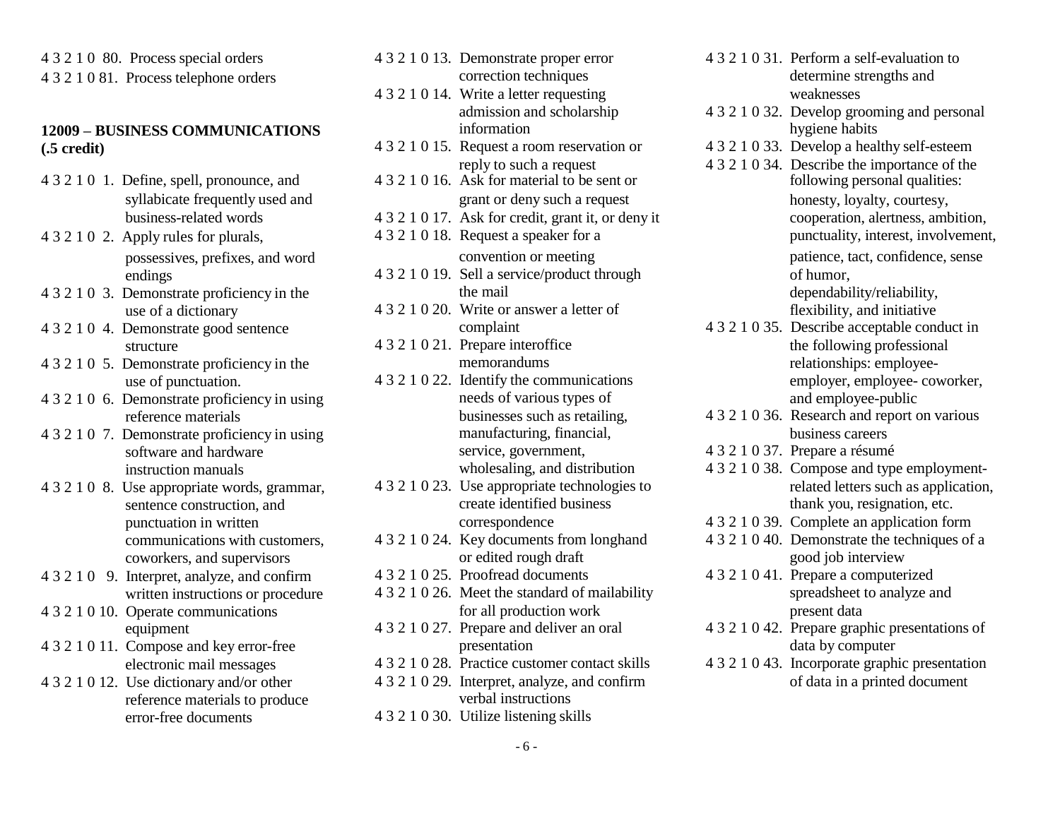4 3 2 1 0 80. Process special orders

4 3 2 1 0 81. Process telephone orders

**12009 – BUSINESS COMMUNICATIONS (.5 credit)**

4 3 2 1 0 1. Define, spell, pronounce, and syllabicate frequently used and business-related words

4 3 2 1 0 2. Apply rules for plurals, possessives, prefixes, and word endings

4 3 2 1 0 3. Demonstrate proficiency in the use of a dictionary

4 3 2 1 0 4. Demonstrate good sentence structure

4 3 2 1 0 5. Demonstrate proficiency in the use of punctuation.

4 3 2 1 0 6. Demonstrate proficiency in using reference materials

4 3 2 1 0 7. Demonstrate proficiency in using software and hardware instruction manuals

4 3 2 1 0 8. Use appropriate words, grammar, sentence construction, and punctuation in written communications with customers, coworkers, and supervisors

4 3 2 1 0 9. Interpret, analyze, and confirm written instructions or procedure

4 3 2 1 0 10. Operate communications equipment

4 3 2 1 0 11. Compose and key error-free electronic mail messages

4 3 2 1 0 12. Use dictionary and/or other reference materials to produce error-free documents

4 3 2 1 0 13. Demonstrate proper error correction techniques

4 3 2 1 0 14. Write a letter requesting admission and scholarship information

4 3 2 1 0 15. Request a room reservation or reply to such a request

4 3 2 1 0 16. Ask for material to be sent or grant or deny such a request

4 3 2 1 0 17. Ask for credit, grant it, or deny it

4 3 2 1 0 18. Request a speaker for a convention or meeting

4 3 2 1 0 19. Sell a service/product through the mail

4 3 2 1 0 20. Write or answer a letter of complaint

4 3 2 1 0 21. Prepare interoffice memorandums

4 3 2 1 0 22. Identify the communications needs of various types of businesses such as retailing, manufacturing, financial, service, government, wholesaling, and distribution

4 3 2 1 0 23. Use appropriate technologies to create identified business correspondence

4 3 2 1 0 24. Key documents from longhand or edited rough draft

4 3 2 1 0 25. Proofread documents

4 3 2 1 0 26. Meet the standard of mailability for all production work

4 3 2 1 0 27. Prepare and deliver an oral presentation

4 3 2 1 0 28. Practice customer contact skills

4 3 2 1 0 29. Interpret, analyze, and confirm verbal instructions

4 3 2 1 0 30. Utilize listening skills

4 3 2 1 0 31. Perform a self-evaluation to determine strengths and weaknesses

4 3 2 1 0 32. Develop grooming and personal hygiene habits

4 3 2 1 0 33. Develop a healthy self-esteem

4 3 2 1 0 34. Describe the importance of the following personal qualities: honesty, loyalty, courtesy, cooperation, alertness, ambition, punctuality, interest, involvement, patience, tact, confidence, sense of humor, dependability/reliability, flexibility, and initiative

4 3 2 1 0 35. Describe acceptable conduct in the following professional relationships: employee-employer, employee- coworker, and employee-public

4 3 2 1 0 36. Research and report on various business careers

4 3 2 1 0 37. Prepare a résumé

4 3 2 1 0 38. Compose and type employment-related letters such as application, thank you, resignation, etc.

4 3 2 1 0 39. Complete an application form

4 3 2 1 0 40. Demonstrate the techniques of a good job interview

4 3 2 1 0 41. Prepare a computerized spreadsheet to analyze and present data

4 3 2 1 0 42. Prepare graphic presentations of data by computer

4 3 2 1 0 43. Incorporate graphic presentation of data in a printed document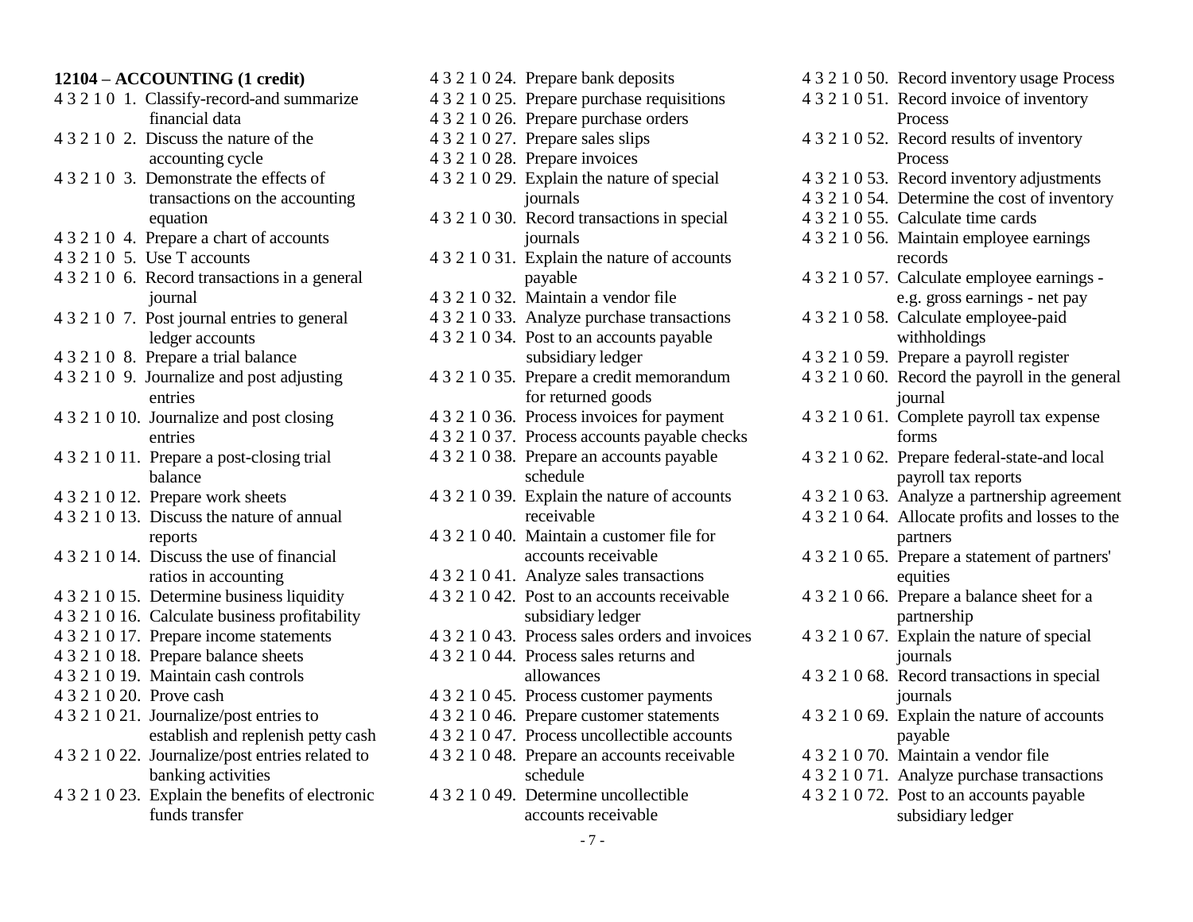**12104 – ACCOUNTING (1 credit)**

4 3 2 1 0 1. Classify-record-and summarize financial data
4 3 2 1 0 2. Discuss the nature of the accounting cycle
4 3 2 1 0 3. Demonstrate the effects of transactions on the accounting equation
4 3 2 1 0 4. Prepare a chart of accounts
4 3 2 1 0 5. Use T accounts
4 3 2 1 0 6. Record transactions in a general journal
4 3 2 1 0 7. Post journal entries to general ledger accounts
4 3 2 1 0 8. Prepare a trial balance
4 3 2 1 0 9. Journalize and post adjusting entries
4 3 2 1 0 10. Journalize and post closing entries
4 3 2 1 0 11. Prepare a post-closing trial balance
4 3 2 1 0 12. Prepare work sheets
4 3 2 1 0 13. Discuss the nature of annual reports
4 3 2 1 0 14. Discuss the use of financial ratios in accounting
4 3 2 1 0 15. Determine business liquidity
4 3 2 1 0 16. Calculate business profitability
4 3 2 1 0 17. Prepare income statements
4 3 2 1 0 18. Prepare balance sheets
4 3 2 1 0 19. Maintain cash controls
4 3 2 1 0 20. Prove cash
4 3 2 1 0 21. Journalize/post entries to establish and replenish petty cash
4 3 2 1 0 22. Journalize/post entries related to banking activities
4 3 2 1 0 23. Explain the benefits of electronic funds transfer
4 3 2 1 0 24. Prepare bank deposits
4 3 2 1 0 25. Prepare purchase requisitions
4 3 2 1 0 26. Prepare purchase orders
4 3 2 1 0 27. Prepare sales slips
4 3 2 1 0 28. Prepare invoices
4 3 2 1 0 29. Explain the nature of special journals
4 3 2 1 0 30. Record transactions in special journals
4 3 2 1 0 31. Explain the nature of accounts payable
4 3 2 1 0 32. Maintain a vendor file
4 3 2 1 0 33. Analyze purchase transactions
4 3 2 1 0 34. Post to an accounts payable subsidiary ledger
4 3 2 1 0 35. Prepare a credit memorandum for returned goods
4 3 2 1 0 36. Process invoices for payment
4 3 2 1 0 37. Process accounts payable checks
4 3 2 1 0 38. Prepare an accounts payable schedule
4 3 2 1 0 39. Explain the nature of accounts receivable
4 3 2 1 0 40. Maintain a customer file for accounts receivable
4 3 2 1 0 41. Analyze sales transactions
4 3 2 1 0 42. Post to an accounts receivable subsidiary ledger
4 3 2 1 0 43. Process sales orders and invoices
4 3 2 1 0 44. Process sales returns and allowances
4 3 2 1 0 45. Process customer payments
4 3 2 1 0 46. Prepare customer statements
4 3 2 1 0 47. Process uncollectible accounts
4 3 2 1 0 48. Prepare an accounts receivable schedule
4 3 2 1 0 49. Determine uncollectible accounts receivable
4 3 2 1 0 50. Record inventory usage Process
4 3 2 1 0 51. Record invoice of inventory Process
4 3 2 1 0 52. Record results of inventory Process
4 3 2 1 0 53. Record inventory adjustments
4 3 2 1 0 54. Determine the cost of inventory
4 3 2 1 0 55. Calculate time cards
4 3 2 1 0 56. Maintain employee earnings records
4 3 2 1 0 57. Calculate employee earnings - e.g. gross earnings - net pay
4 3 2 1 0 58. Calculate employee-paid withholdings
4 3 2 1 0 59. Prepare a payroll register
4 3 2 1 0 60. Record the payroll in the general journal
4 3 2 1 0 61. Complete payroll tax expense forms
4 3 2 1 0 62. Prepare federal-state-and local payroll tax reports
4 3 2 1 0 63. Analyze a partnership agreement
4 3 2 1 0 64. Allocate profits and losses to the partners
4 3 2 1 0 65. Prepare a statement of partners' equities
4 3 2 1 0 66. Prepare a balance sheet for a partnership
4 3 2 1 0 67. Explain the nature of special journals
4 3 2 1 0 68. Record transactions in special journals
4 3 2 1 0 69. Explain the nature of accounts payable
4 3 2 1 0 70. Maintain a vendor file
4 3 2 1 0 71. Analyze purchase transactions
4 3 2 1 0 72. Post to an accounts payable subsidiary ledger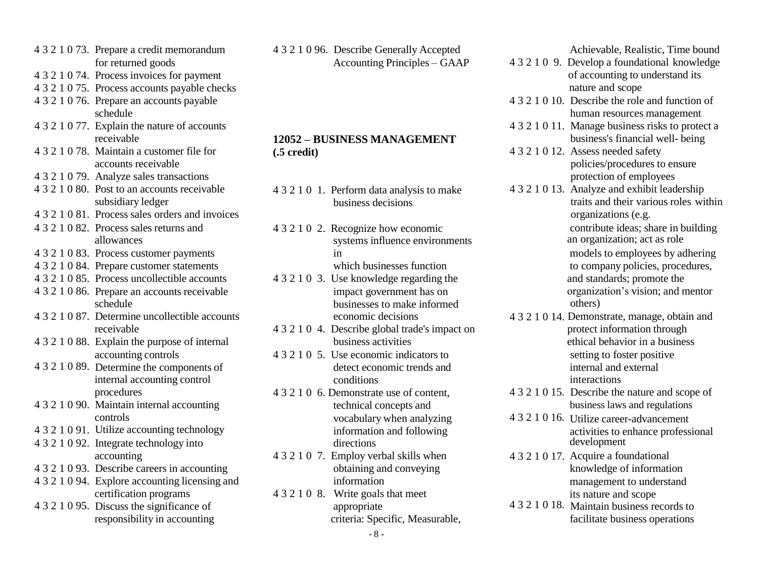4 3 2 1 0 73. Prepare a credit memorandum for returned goods
4 3 2 1 0 74. Process invoices for payment
4 3 2 1 0 75. Process accounts payable checks
4 3 2 1 0 76. Prepare an accounts payable schedule
4 3 2 1 0 77. Explain the nature of accounts receivable
4 3 2 1 0 78. Maintain a customer file for accounts receivable
4 3 2 1 0 79. Analyze sales transactions
4 3 2 1 0 80. Post to an accounts receivable subsidiary ledger
4 3 2 1 0 81. Process sales orders and invoices
4 3 2 1 0 82. Process sales returns and allowances
4 3 2 1 0 83. Process customer payments
4 3 2 1 0 84. Prepare customer statements
4 3 2 1 0 85. Process uncollectible accounts
4 3 2 1 0 86. Prepare an accounts receivable schedule
4 3 2 1 0 87. Determine uncollectible accounts receivable
4 3 2 1 0 88. Explain the purpose of internal accounting controls
4 3 2 1 0 89. Determine the components of internal accounting control procedures
4 3 2 1 0 90. Maintain internal accounting controls
4 3 2 1 0 91. Utilize accounting technology
4 3 2 1 0 92. Integrate technology into accounting
4 3 2 1 0 93. Describe careers in accounting
4 3 2 1 0 94. Explore accounting licensing and certification programs
4 3 2 1 0 95. Discuss the significance of responsibility in accounting
4 3 2 1 0 96. Describe Generally Accepted Accounting Principles – GAAP

**12052 – BUSINESS MANAGEMENT (.5 credit)**

4 3 2 1 0 1. Perform data analysis to make business decisions
4 3 2 1 0 2. Recognize how economic systems influence environments in which businesses function
4 3 2 1 0 3. Use knowledge regarding the impact government has on businesses to make informed economic decisions
4 3 2 1 0 4. Describe global trade's impact on business activities
4 3 2 1 0 5. Use economic indicators to detect economic trends and conditions
4 3 2 1 0 6. Demonstrate use of content, technical concepts and vocabulary when analyzing information and following directions
4 3 2 1 0 7. Employ verbal skills when obtaining and conveying information
4 3 2 1 0 8. Write goals that meet appropriate criteria: Specific, Measurable, Achievable, Realistic, Time bound
4 3 2 1 0 9. Develop a foundational knowledge of accounting to understand its nature and scope
4 3 2 1 0 10. Describe the role and function of human resources management
4 3 2 1 0 11. Manage business risks to protect a business's financial well- being
4 3 2 1 0 12. Assess needed safety policies/procedures to ensure protection of employees
4 3 2 1 0 13. Analyze and exhibit leadership traits and their various roles within organizations (e.g. contribute ideas; share in building an organization; act as role models to employees by adhering to company policies, procedures, and standards; promote the organization's vision; and mentor others)
4 3 2 1 0 14. Demonstrate, manage, obtain and protect information through ethical behavior in a business setting to foster positive internal and external interactions
4 3 2 1 0 15. Describe the nature and scope of business laws and regulations
4 3 2 1 0 16. Utilize career-advancement activities to enhance professional development
4 3 2 1 0 17. Acquire a foundational knowledge of information management to understand its nature and scope
4 3 2 1 0 18. Maintain business records to facilitate business operations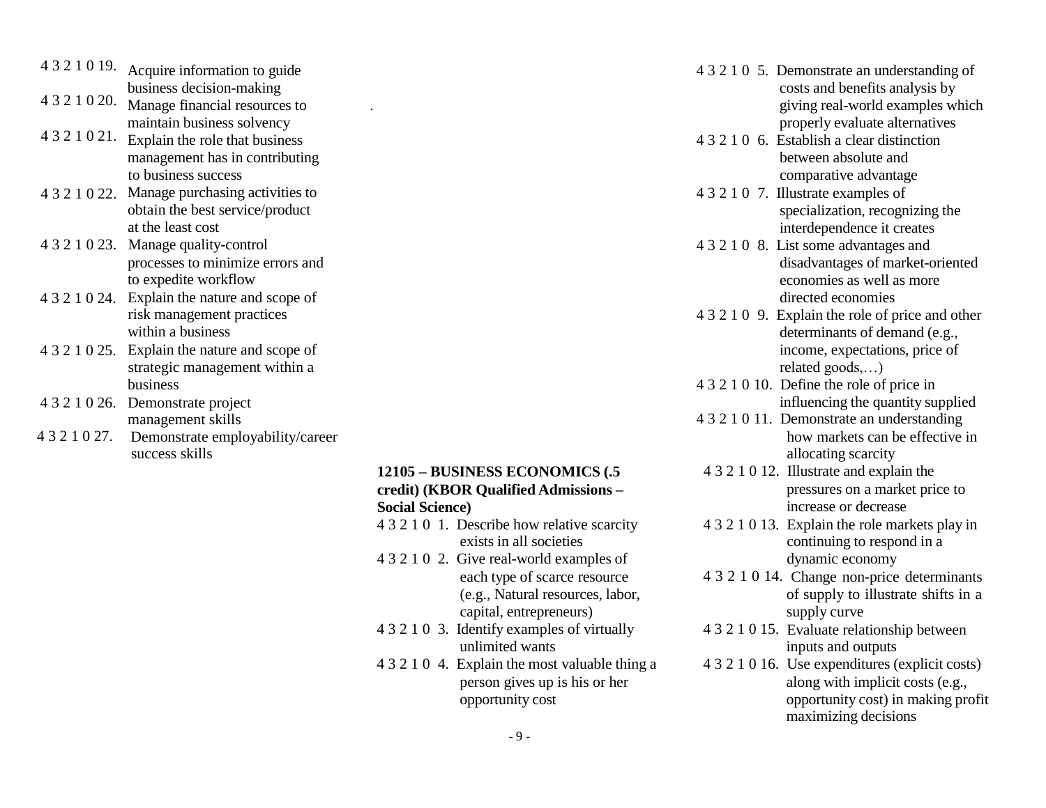4 3 2 1 0 19. Acquire information to guide business decision-making

4 3 2 1 0 20. Manage financial resources to maintain business solvency

4 3 2 1 0 21. Explain the role that business management has in contributing to business success

4 3 2 1 0 22. Manage purchasing activities to obtain the best service/product at the least cost

4 3 2 1 0 23. Manage quality-control processes to minimize errors and to expedite workflow

4 3 2 1 0 24. Explain the nature and scope of risk management practices within a business

4 3 2 1 0 25. Explain the nature and scope of strategic management within a business

4 3 2 1 0 26. Demonstrate project management skills

4 3 2 1 0 27. Demonstrate employability/career success skills

**12105 – BUSINESS ECONOMICS (.5 credit) (KBOR Qualified Admissions – Social Science)**

4 3 2 1 0 1. Describe how relative scarcity exists in all societies

4 3 2 1 0 2. Give real-world examples of each type of scarce resource (e.g., Natural resources, labor, capital, entrepreneurs)

4 3 2 1 0 3. Identify examples of virtually unlimited wants

4 3 2 1 0 4. Explain the most valuable thing a person gives up is his or her opportunity cost

4 3 2 1 0 5. Demonstrate an understanding of costs and benefits analysis by giving real-world examples which properly evaluate alternatives

4 3 2 1 0 6. Establish a clear distinction between absolute and comparative advantage

4 3 2 1 0 7. Illustrate examples of specialization, recognizing the interdependence it creates

4 3 2 1 0 8. List some advantages and disadvantages of market-oriented economies as well as more directed economies

4 3 2 1 0 9. Explain the role of price and other determinants of demand (e.g., income, expectations, price of related goods,…)

4 3 2 1 0 10. Define the role of price in influencing the quantity supplied

4 3 2 1 0 11. Demonstrate an understanding how markets can be effective in allocating scarcity

4 3 2 1 0 12. Illustrate and explain the pressures on a market price to increase or decrease

4 3 2 1 0 13. Explain the role markets play in continuing to respond in a dynamic economy

4 3 2 1 0 14. Change non-price determinants of supply to illustrate shifts in a supply curve

4 3 2 1 0 15. Evaluate relationship between inputs and outputs

4 3 2 1 0 16. Use expenditures (explicit costs) along with implicit costs (e.g., opportunity cost) in making profit maximizing decisions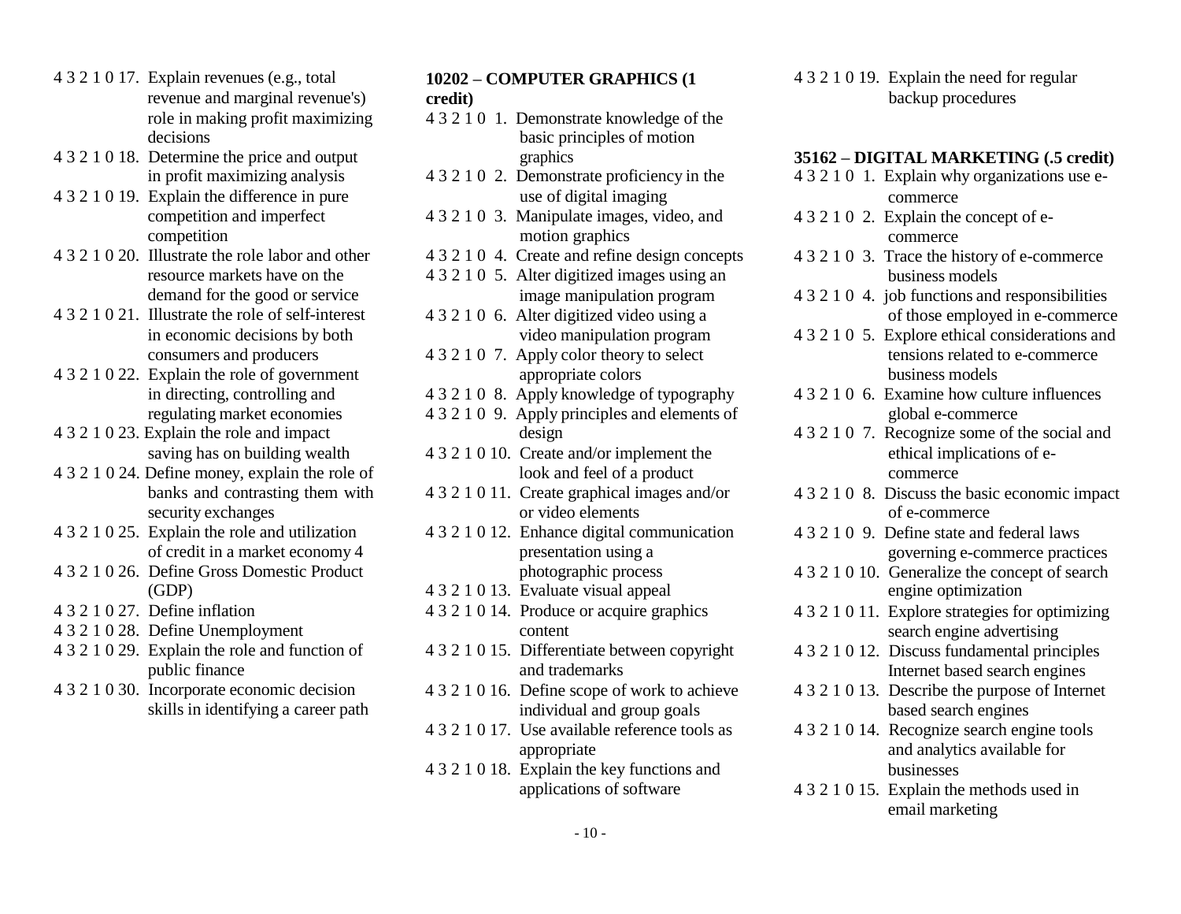4 3 2 1 0 17. Explain revenues (e.g., total revenue and marginal revenue's) role in making profit maximizing decisions

4 3 2 1 0 18. Determine the price and output in profit maximizing analysis

4 3 2 1 0 19. Explain the difference in pure competition and imperfect competition

4 3 2 1 0 20. Illustrate the role labor and other resource markets have on the demand for the good or service

4 3 2 1 0 21. Illustrate the role of self-interest in economic decisions by both consumers and producers

4 3 2 1 0 22. Explain the role of government in directing, controlling and regulating market economies

4 3 2 1 0 23. Explain the role and impact saving has on building wealth

4 3 2 1 0 24. Define money, explain the role of banks and contrasting them with security exchanges

4 3 2 1 0 25. Explain the role and utilization of credit in a market economy 4

4 3 2 1 0 26. Define Gross Domestic Product (GDP)

4 3 2 1 0 27. Define inflation

4 3 2 1 0 28. Define Unemployment

4 3 2 1 0 29. Explain the role and function of public finance

4 3 2 1 0 30. Incorporate economic decision skills in identifying a career path

## 10202 – COMPUTER GRAPHICS (1 credit)

4 3 2 1 0 1. Demonstrate knowledge of the basic principles of motion graphics

4 3 2 1 0 2. Demonstrate proficiency in the use of digital imaging

4 3 2 1 0 3. Manipulate images, video, and motion graphics

4 3 2 1 0 4. Create and refine design concepts

4 3 2 1 0 5. Alter digitized images using an image manipulation program

4 3 2 1 0 6. Alter digitized video using a video manipulation program

4 3 2 1 0 7. Apply color theory to select appropriate colors

4 3 2 1 0 8. Apply knowledge of typography

4 3 2 1 0 9. Apply principles and elements of design

4 3 2 1 0 10. Create and/or implement the look and feel of a product

4 3 2 1 0 11. Create graphical images and/or or video elements

4 3 2 1 0 12. Enhance digital communication presentation using a photographic process

4 3 2 1 0 13. Evaluate visual appeal

4 3 2 1 0 14. Produce or acquire graphics content

4 3 2 1 0 15. Differentiate between copyright and trademarks

4 3 2 1 0 16. Define scope of work to achieve individual and group goals

4 3 2 1 0 17. Use available reference tools as appropriate

4 3 2 1 0 18. Explain the key functions and applications of software

4 3 2 1 0 19. Explain the need for regular backup procedures

## 35162 – DIGITAL MARKETING (.5 credit)

4 3 2 1 0 1. Explain why organizations use e-commerce

4 3 2 1 0 2. Explain the concept of e-commerce

4 3 2 1 0 3. Trace the history of e-commerce business models

4 3 2 1 0 4. job functions and responsibilities of those employed in e-commerce

4 3 2 1 0 5. Explore ethical considerations and tensions related to e-commerce business models

4 3 2 1 0 6. Examine how culture influences global e-commerce

4 3 2 1 0 7. Recognize some of the social and ethical implications of e-commerce

4 3 2 1 0 8. Discuss the basic economic impact of e-commerce

4 3 2 1 0 9. Define state and federal laws governing e-commerce practices

4 3 2 1 0 10. Generalize the concept of search engine optimization

4 3 2 1 0 11. Explore strategies for optimizing search engine advertising

4 3 2 1 0 12. Discuss fundamental principles Internet based search engines

4 3 2 1 0 13. Describe the purpose of Internet based search engines

4 3 2 1 0 14. Recognize search engine tools and analytics available for businesses

4 3 2 1 0 15. Explain the methods used in email marketing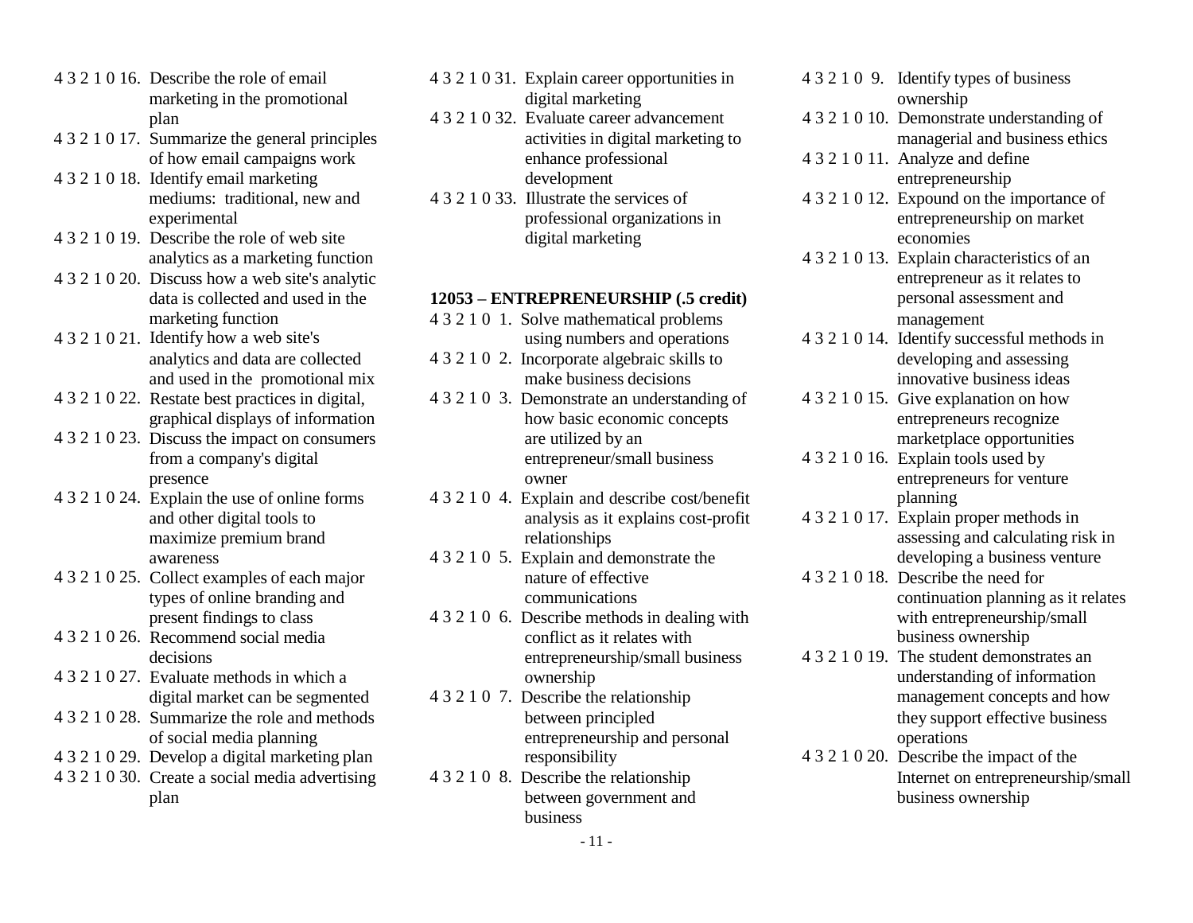4 3 2 1 0 16. Describe the role of email marketing in the promotional plan
4 3 2 1 0 17. Summarize the general principles of how email campaigns work
4 3 2 1 0 18. Identify email marketing mediums: traditional, new and experimental
4 3 2 1 0 19. Describe the role of web site analytics as a marketing function
4 3 2 1 0 20. Discuss how a web site's analytic data is collected and used in the marketing function
4 3 2 1 0 21. Identify how a web site's analytics and data are collected and used in the promotional mix
4 3 2 1 0 22. Restate best practices in digital, graphical displays of information
4 3 2 1 0 23. Discuss the impact on consumers from a company's digital presence
4 3 2 1 0 24. Explain the use of online forms and other digital tools to maximize premium brand awareness
4 3 2 1 0 25. Collect examples of each major types of online branding and present findings to class
4 3 2 1 0 26. Recommend social media decisions
4 3 2 1 0 27. Evaluate methods in which a digital market can be segmented
4 3 2 1 0 28. Summarize the role and methods of social media planning
4 3 2 1 0 29. Develop a digital marketing plan
4 3 2 1 0 30. Create a social media advertising plan
4 3 2 1 0 31. Explain career opportunities in digital marketing
4 3 2 1 0 32. Evaluate career advancement activities in digital marketing to enhance professional development
4 3 2 1 0 33. Illustrate the services of professional organizations in digital marketing

**12053 – ENTREPRENEURSHIP (.5 credit)**

4 3 2 1 0 1. Solve mathematical problems using numbers and operations
4 3 2 1 0 2. Incorporate algebraic skills to make business decisions
4 3 2 1 0 3. Demonstrate an understanding of how basic economic concepts are utilized by an entrepreneur/small business owner
4 3 2 1 0 4. Explain and describe cost/benefit analysis as it explains cost-profit relationships
4 3 2 1 0 5. Explain and demonstrate the nature of effective communications
4 3 2 1 0 6. Describe methods in dealing with conflict as it relates with entrepreneurship/small business ownership
4 3 2 1 0 7. Describe the relationship between principled entrepreneurship and personal responsibility
4 3 2 1 0 8. Describe the relationship between government and business
4 3 2 1 0 9. Identify types of business ownership
4 3 2 1 0 10. Demonstrate understanding of managerial and business ethics
4 3 2 1 0 11. Analyze and define entrepreneurship
4 3 2 1 0 12. Expound on the importance of entrepreneurship on market economies
4 3 2 1 0 13. Explain characteristics of an entrepreneur as it relates to personal assessment and management
4 3 2 1 0 14. Identify successful methods in developing and assessing innovative business ideas
4 3 2 1 0 15. Give explanation on how entrepreneurs recognize marketplace opportunities
4 3 2 1 0 16. Explain tools used by entrepreneurs for venture planning
4 3 2 1 0 17. Explain proper methods in assessing and calculating risk in developing a business venture
4 3 2 1 0 18. Describe the need for continuation planning as it relates with entrepreneurship/small business ownership
4 3 2 1 0 19. The student demonstrates an understanding of information management concepts and how they support effective business operations
4 3 2 1 0 20. Describe the impact of the Internet on entrepreneurship/small business ownership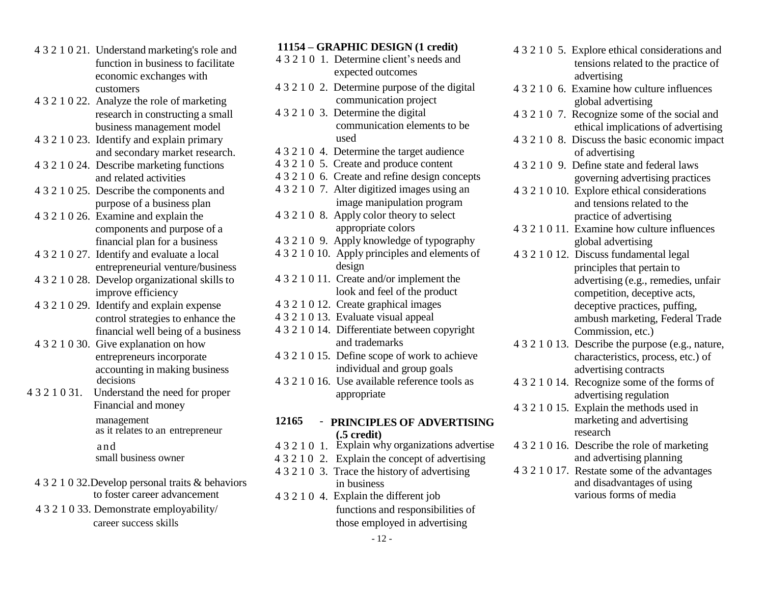4 3 2 1 0 21. Understand marketing's role and function in business to facilitate economic exchanges with customers

4 3 2 1 0 22. Analyze the role of marketing research in constructing a small business management model

4 3 2 1 0 23. Identify and explain primary and secondary market research.

4 3 2 1 0 24. Describe marketing functions and related activities

4 3 2 1 0 25. Describe the components and purpose of a business plan

4 3 2 1 0 26. Examine and explain the components and purpose of a financial plan for a business

4 3 2 1 0 27. Identify and evaluate a local entrepreneurial venture/business

4 3 2 1 0 28. Develop organizational skills to improve efficiency

4 3 2 1 0 29. Identify and explain expense control strategies to enhance the financial well being of a business

4 3 2 1 0 30. Give explanation on how entrepreneurs incorporate accounting in making business decisions

4 3 2 1 0 31. Understand the need for proper Financial and money management as it relates to an entrepreneur and small business owner

4 3 2 1 0 32. Develop personal traits & behaviors to foster career advancement

4 3 2 1 0 33. Demonstrate employability/ career success skills

**11154 – GRAPHIC DESIGN (1 credit)**

4 3 2 1 0 1. Determine client's needs and expected outcomes

4 3 2 1 0 2. Determine purpose of the digital communication project

4 3 2 1 0 3. Determine the digital communication elements to be used

4 3 2 1 0 4. Determine the target audience

4 3 2 1 0 5. Create and produce content

4 3 2 1 0 6. Create and refine design concepts

4 3 2 1 0 7. Alter digitized images using an image manipulation program

4 3 2 1 0 8. Apply color theory to select appropriate colors

4 3 2 1 0 9. Apply knowledge of typography

4 3 2 1 0 10. Apply principles and elements of design

4 3 2 1 0 11. Create and/or implement the look and feel of the product

4 3 2 1 0 12. Create graphical images

4 3 2 1 0 13. Evaluate visual appeal

4 3 2 1 0 14. Differentiate between copyright and trademarks

4 3 2 1 0 15. Define scope of work to achieve individual and group goals

4 3 2 1 0 16. Use available reference tools as appropriate

**12165 - PRINCIPLES OF ADVERTISING (.5 credit)**

4 3 2 1 0 1. Explain why organizations advertise

4 3 2 1 0 2. Explain the concept of advertising

4 3 2 1 0 3. Trace the history of advertising in business

4 3 2 1 0 4. Explain the different job functions and responsibilities of those employed in advertising

4 3 2 1 0 5. Explore ethical considerations and tensions related to the practice of advertising

4 3 2 1 0 6. Examine how culture influences global advertising

4 3 2 1 0 7. Recognize some of the social and ethical implications of advertising

4 3 2 1 0 8. Discuss the basic economic impact of advertising

4 3 2 1 0 9. Define state and federal laws governing advertising practices

4 3 2 1 0 10. Explore ethical considerations and tensions related to the practice of advertising

4 3 2 1 0 11. Examine how culture influences global advertising

4 3 2 1 0 12. Discuss fundamental legal principles that pertain to advertising (e.g., remedies, unfair competition, deceptive acts, deceptive practices, puffing, ambush marketing, Federal Trade Commission, etc.)

4 3 2 1 0 13. Describe the purpose (e.g., nature, characteristics, process, etc.) of advertising contracts

4 3 2 1 0 14. Recognize some of the forms of advertising regulation

4 3 2 1 0 15. Explain the methods used in marketing and advertising research

4 3 2 1 0 16. Describe the role of marketing and advertising planning

4 3 2 1 0 17. Restate some of the advantages and disadvantages of using various forms of media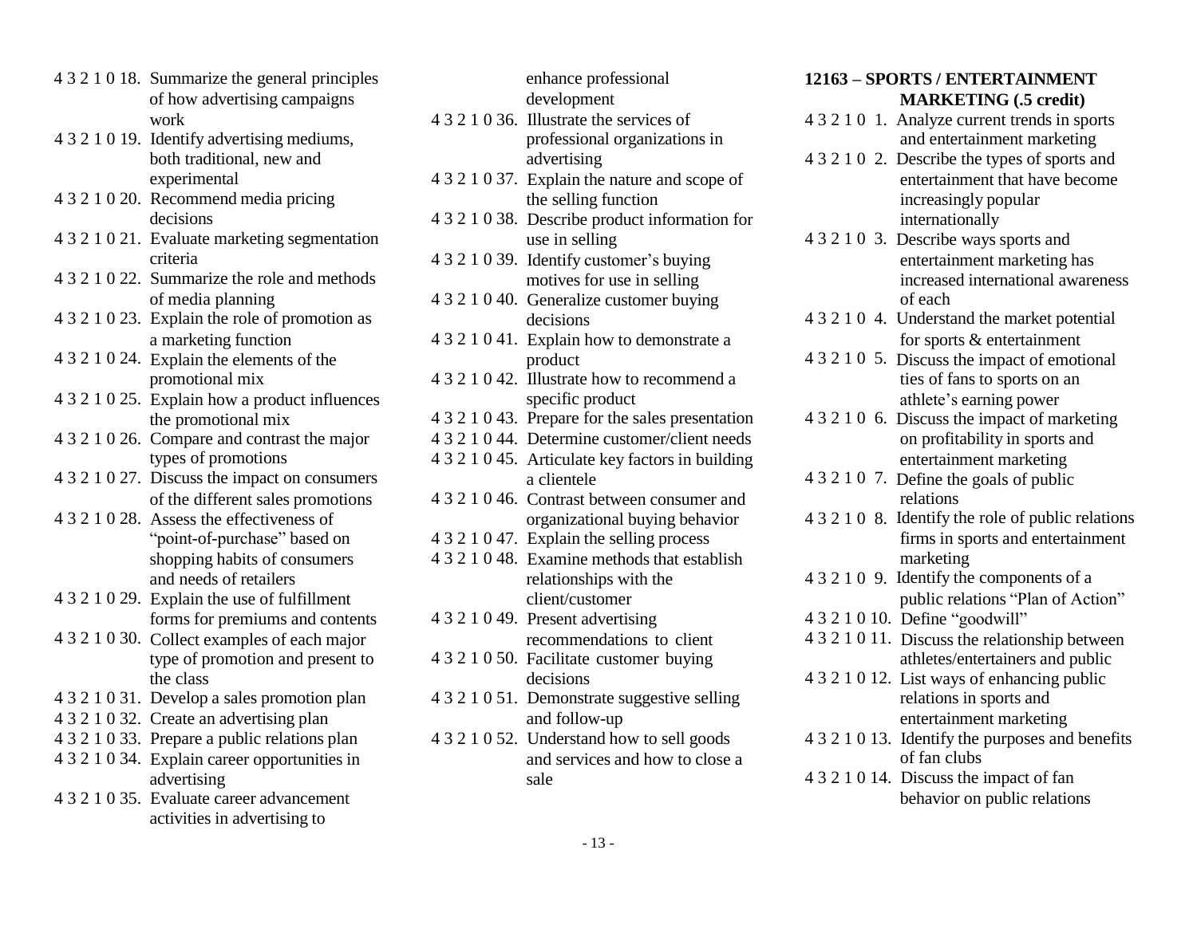4 3 2 1 0 18. Summarize the general principles of how advertising campaigns work

4 3 2 1 0 19. Identify advertising mediums, both traditional, new and experimental

4 3 2 1 0 20. Recommend media pricing decisions

4 3 2 1 0 21. Evaluate marketing segmentation criteria

4 3 2 1 0 22. Summarize the role and methods of media planning

4 3 2 1 0 23. Explain the role of promotion as a marketing function

4 3 2 1 0 24. Explain the elements of the promotional mix

4 3 2 1 0 25. Explain how a product influences the promotional mix

4 3 2 1 0 26. Compare and contrast the major types of promotions

4 3 2 1 0 27. Discuss the impact on consumers of the different sales promotions

4 3 2 1 0 28. Assess the effectiveness of "point-of-purchase" based on shopping habits of consumers and needs of retailers

4 3 2 1 0 29. Explain the use of fulfillment forms for premiums and contents

4 3 2 1 0 30. Collect examples of each major type of promotion and present to the class

4 3 2 1 0 31. Develop a sales promotion plan

4 3 2 1 0 32. Create an advertising plan

4 3 2 1 0 33. Prepare a public relations plan

4 3 2 1 0 34. Explain career opportunities in advertising

4 3 2 1 0 35. Evaluate career advancement activities in advertising to enhance professional development

4 3 2 1 0 36. Illustrate the services of professional organizations in advertising

4 3 2 1 0 37. Explain the nature and scope of the selling function

4 3 2 1 0 38. Describe product information for use in selling

4 3 2 1 0 39. Identify customer's buying motives for use in selling

4 3 2 1 0 40. Generalize customer buying decisions

4 3 2 1 0 41. Explain how to demonstrate a product

4 3 2 1 0 42. Illustrate how to recommend a specific product

4 3 2 1 0 43. Prepare for the sales presentation

4 3 2 1 0 44. Determine customer/client needs

4 3 2 1 0 45. Articulate key factors in building a clientele

4 3 2 1 0 46. Contrast between consumer and organizational buying behavior

4 3 2 1 0 47. Explain the selling process

4 3 2 1 0 48. Examine methods that establish relationships with the client/customer

4 3 2 1 0 49. Present advertising recommendations to client

4 3 2 1 0 50. Facilitate customer buying decisions

4 3 2 1 0 51. Demonstrate suggestive selling and follow-up

4 3 2 1 0 52. Understand how to sell goods and services and how to close a sale

## 12163 – SPORTS / ENTERTAINMENT MARKETING (.5 credit)

4 3 2 1 0 1. Analyze current trends in sports and entertainment marketing

4 3 2 1 0 2. Describe the types of sports and entertainment that have become increasingly popular internationally

4 3 2 1 0 3. Describe ways sports and entertainment marketing has increased international awareness of each

4 3 2 1 0 4. Understand the market potential for sports & entertainment

4 3 2 1 0 5. Discuss the impact of emotional ties of fans to sports on an athlete's earning power

4 3 2 1 0 6. Discuss the impact of marketing on profitability in sports and entertainment marketing

4 3 2 1 0 7. Define the goals of public relations

4 3 2 1 0 8. Identify the role of public relations firms in sports and entertainment marketing

4 3 2 1 0 9. Identify the components of a public relations "Plan of Action"

4 3 2 1 0 10. Define "goodwill"

4 3 2 1 0 11. Discuss the relationship between athletes/entertainers and public

4 3 2 1 0 12. List ways of enhancing public relations in sports and entertainment marketing

4 3 2 1 0 13. Identify the purposes and benefits of fan clubs

4 3 2 1 0 14. Discuss the impact of fan behavior on public relations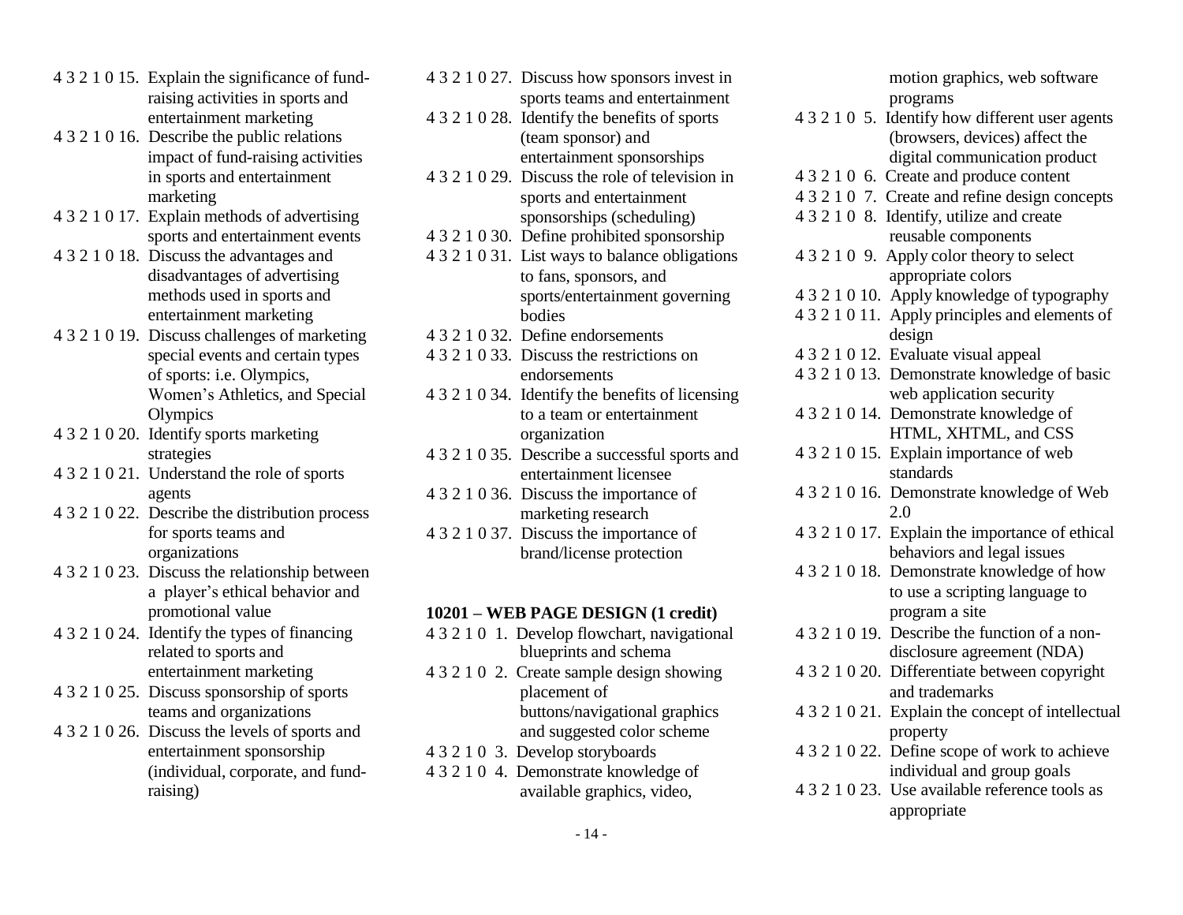4 3 2 1 0 15. Explain the significance of fund-raising activities in sports and entertainment marketing

4 3 2 1 0 16. Describe the public relations impact of fund-raising activities in sports and entertainment marketing

4 3 2 1 0 17. Explain methods of advertising sports and entertainment events

4 3 2 1 0 18. Discuss the advantages and disadvantages of advertising methods used in sports and entertainment marketing

4 3 2 1 0 19. Discuss challenges of marketing special events and certain types of sports: i.e. Olympics, Women's Athletics, and Special Olympics

4 3 2 1 0 20. Identify sports marketing strategies

4 3 2 1 0 21. Understand the role of sports agents

4 3 2 1 0 22. Describe the distribution process for sports teams and organizations

4 3 2 1 0 23. Discuss the relationship between a player's ethical behavior and promotional value

4 3 2 1 0 24. Identify the types of financing related to sports and entertainment marketing

4 3 2 1 0 25. Discuss sponsorship of sports teams and organizations

4 3 2 1 0 26. Discuss the levels of sports and entertainment sponsorship (individual, corporate, and fund-raising)

4 3 2 1 0 27. Discuss how sponsors invest in sports teams and entertainment

4 3 2 1 0 28. Identify the benefits of sports (team sponsor) and entertainment sponsorships

4 3 2 1 0 29. Discuss the role of television in sports and entertainment sponsorships (scheduling)

4 3 2 1 0 30. Define prohibited sponsorship

4 3 2 1 0 31. List ways to balance obligations to fans, sponsors, and sports/entertainment governing bodies

4 3 2 1 0 32. Define endorsements

4 3 2 1 0 33. Discuss the restrictions on endorsements

4 3 2 1 0 34. Identify the benefits of licensing to a team or entertainment organization

4 3 2 1 0 35. Describe a successful sports and entertainment licensee

4 3 2 1 0 36. Discuss the importance of marketing research

4 3 2 1 0 37. Discuss the importance of brand/license protection

**10201 – WEB PAGE DESIGN (1 credit)**

4 3 2 1 0 1. Develop flowchart, navigational blueprints and schema

4 3 2 1 0 2. Create sample design showing placement of buttons/navigational graphics and suggested color scheme

4 3 2 1 0 3. Develop storyboards

4 3 2 1 0 4. Demonstrate knowledge of available graphics, video, motion graphics, web software programs

4 3 2 1 0 5. Identify how different user agents (browsers, devices) affect the digital communication product

4 3 2 1 0 6. Create and produce content

4 3 2 1 0 7. Create and refine design concepts

4 3 2 1 0 8. Identify, utilize and create reusable components

4 3 2 1 0 9. Apply color theory to select appropriate colors

4 3 2 1 0 10. Apply knowledge of typography

4 3 2 1 0 11. Apply principles and elements of design

4 3 2 1 0 12. Evaluate visual appeal

4 3 2 1 0 13. Demonstrate knowledge of basic web application security

4 3 2 1 0 14. Demonstrate knowledge of HTML, XHTML, and CSS

4 3 2 1 0 15. Explain importance of web standards

4 3 2 1 0 16. Demonstrate knowledge of Web 2.0

4 3 2 1 0 17. Explain the importance of ethical behaviors and legal issues

4 3 2 1 0 18. Demonstrate knowledge of how to use a scripting language to program a site

4 3 2 1 0 19. Describe the function of a non-disclosure agreement (NDA)

4 3 2 1 0 20. Differentiate between copyright and trademarks

4 3 2 1 0 21. Explain the concept of intellectual property

4 3 2 1 0 22. Define scope of work to achieve individual and group goals

4 3 2 1 0 23. Use available reference tools as appropriate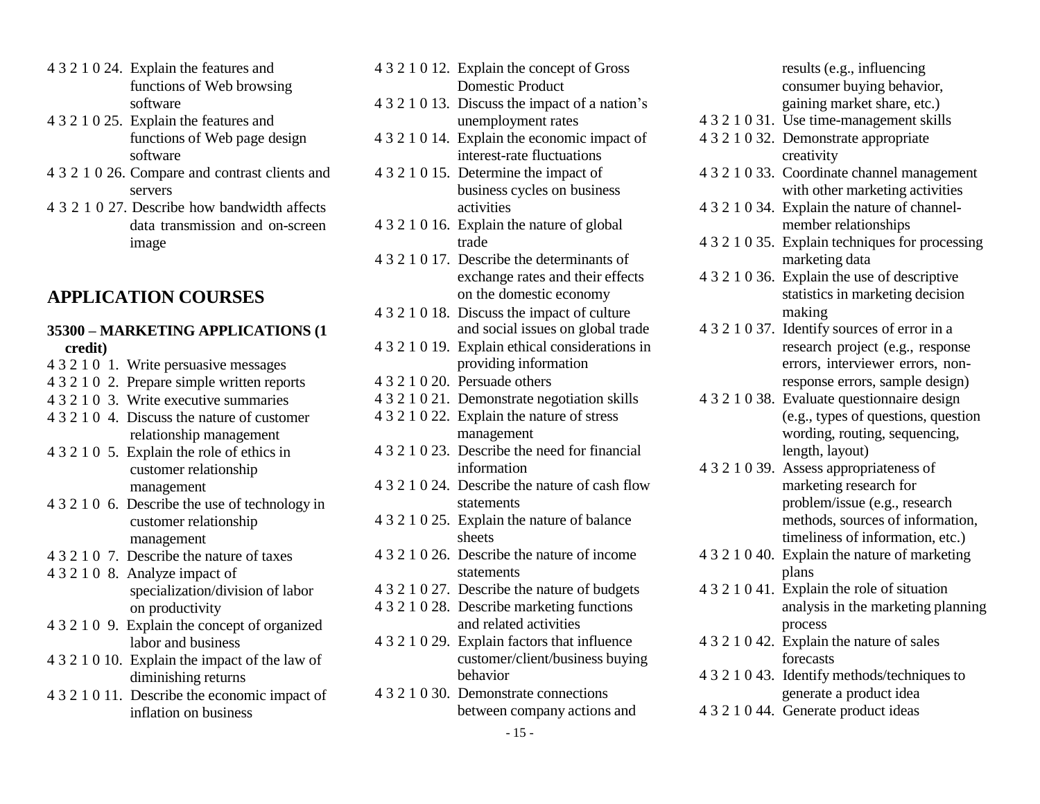4 3 2 1 0 24. Explain the features and functions of Web browsing software

4 3 2 1 0 25. Explain the features and functions of Web page design software

4 3 2 1 0 26. Compare and contrast clients and servers

4 3 2 1 0 27. Describe how bandwidth affects data transmission and on-screen image

## APPLICATION COURSES

**35300 – MARKETING APPLICATIONS (1 credit)**

4 3 2 1 0 1. Write persuasive messages

4 3 2 1 0 2. Prepare simple written reports

4 3 2 1 0 3. Write executive summaries

4 3 2 1 0 4. Discuss the nature of customer relationship management

4 3 2 1 0 5. Explain the role of ethics in customer relationship management

4 3 2 1 0 6. Describe the use of technology in customer relationship management

4 3 2 1 0 7. Describe the nature of taxes

4 3 2 1 0 8. Analyze impact of specialization/division of labor on productivity

4 3 2 1 0 9. Explain the concept of organized labor and business

4 3 2 1 0 10. Explain the impact of the law of diminishing returns

4 3 2 1 0 11. Describe the economic impact of inflation on business

4 3 2 1 0 12. Explain the concept of Gross Domestic Product

4 3 2 1 0 13. Discuss the impact of a nation's unemployment rates

4 3 2 1 0 14. Explain the economic impact of interest-rate fluctuations

4 3 2 1 0 15. Determine the impact of business cycles on business activities

4 3 2 1 0 16. Explain the nature of global trade

4 3 2 1 0 17. Describe the determinants of exchange rates and their effects on the domestic economy

4 3 2 1 0 18. Discuss the impact of culture and social issues on global trade

4 3 2 1 0 19. Explain ethical considerations in providing information

4 3 2 1 0 20. Persuade others

4 3 2 1 0 21. Demonstrate negotiation skills

4 3 2 1 0 22. Explain the nature of stress management

4 3 2 1 0 23. Describe the need for financial information

4 3 2 1 0 24. Describe the nature of cash flow statements

4 3 2 1 0 25. Explain the nature of balance sheets

4 3 2 1 0 26. Describe the nature of income statements

4 3 2 1 0 27. Describe the nature of budgets

4 3 2 1 0 28. Describe marketing functions and related activities

4 3 2 1 0 29. Explain factors that influence customer/client/business buying behavior

4 3 2 1 0 30. Demonstrate connections between company actions and results (e.g., influencing consumer buying behavior, gaining market share, etc.)

4 3 2 1 0 31. Use time-management skills

4 3 2 1 0 32. Demonstrate appropriate creativity

4 3 2 1 0 33. Coordinate channel management with other marketing activities

4 3 2 1 0 34. Explain the nature of channel-member relationships

4 3 2 1 0 35. Explain techniques for processing marketing data

4 3 2 1 0 36. Explain the use of descriptive statistics in marketing decision making

4 3 2 1 0 37. Identify sources of error in a research project (e.g., response errors, interviewer errors, non-response errors, sample design)

4 3 2 1 0 38. Evaluate questionnaire design (e.g., types of questions, question wording, routing, sequencing, length, layout)

4 3 2 1 0 39. Assess appropriateness of marketing research for problem/issue (e.g., research methods, sources of information, timeliness of information, etc.)

4 3 2 1 0 40. Explain the nature of marketing plans

4 3 2 1 0 41. Explain the role of situation analysis in the marketing planning process

4 3 2 1 0 42. Explain the nature of sales forecasts

4 3 2 1 0 43. Identify methods/techniques to generate a product idea

4 3 2 1 0 44. Generate product ideas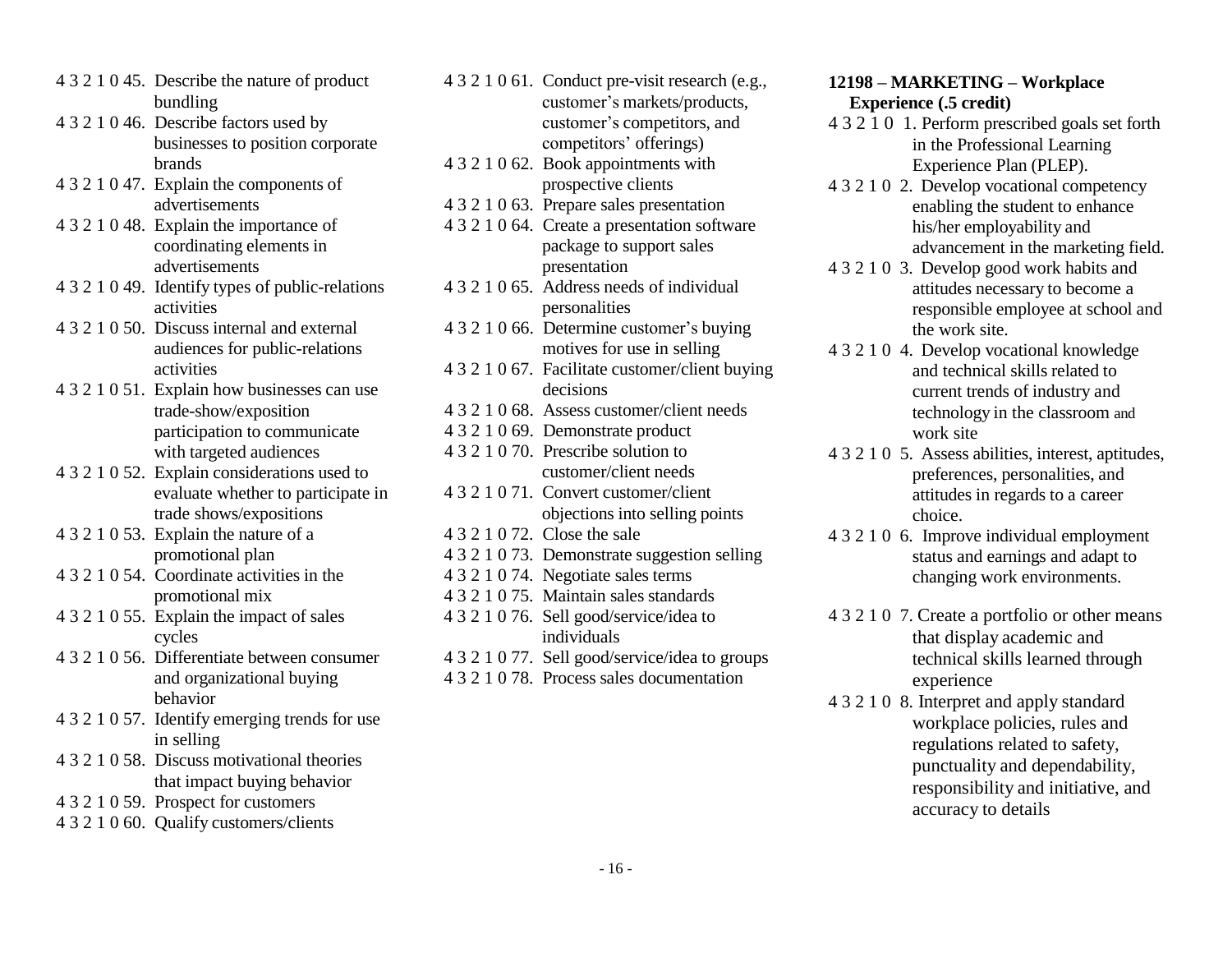4 3 2 1 0 45. Describe the nature of product bundling
4 3 2 1 0 46. Describe factors used by businesses to position corporate brands
4 3 2 1 0 47. Explain the components of advertisements
4 3 2 1 0 48. Explain the importance of coordinating elements in advertisements
4 3 2 1 0 49. Identify types of public-relations activities
4 3 2 1 0 50. Discuss internal and external audiences for public-relations activities
4 3 2 1 0 51. Explain how businesses can use trade-show/exposition participation to communicate with targeted audiences
4 3 2 1 0 52. Explain considerations used to evaluate whether to participate in trade shows/expositions
4 3 2 1 0 53. Explain the nature of a promotional plan
4 3 2 1 0 54. Coordinate activities in the promotional mix
4 3 2 1 0 55. Explain the impact of sales cycles
4 3 2 1 0 56. Differentiate between consumer and organizational buying behavior
4 3 2 1 0 57. Identify emerging trends for use in selling
4 3 2 1 0 58. Discuss motivational theories that impact buying behavior
4 3 2 1 0 59. Prospect for customers
4 3 2 1 0 60. Qualify customers/clients
4 3 2 1 0 61. Conduct pre-visit research (e.g., customer's markets/products, customer's competitors, and competitors' offerings)
4 3 2 1 0 62. Book appointments with prospective clients
4 3 2 1 0 63. Prepare sales presentation
4 3 2 1 0 64. Create a presentation software package to support sales presentation
4 3 2 1 0 65. Address needs of individual personalities
4 3 2 1 0 66. Determine customer's buying motives for use in selling
4 3 2 1 0 67. Facilitate customer/client buying decisions
4 3 2 1 0 68. Assess customer/client needs
4 3 2 1 0 69. Demonstrate product
4 3 2 1 0 70. Prescribe solution to customer/client needs
4 3 2 1 0 71. Convert customer/client objections into selling points
4 3 2 1 0 72. Close the sale
4 3 2 1 0 73. Demonstrate suggestion selling
4 3 2 1 0 74. Negotiate sales terms
4 3 2 1 0 75. Maintain sales standards
4 3 2 1 0 76. Sell good/service/idea to individuals
4 3 2 1 0 77. Sell good/service/idea to groups
4 3 2 1 0 78. Process sales documentation

**12198 – MARKETING – Workplace Experience (.5 credit)**

4 3 2 1 0 1. Perform prescribed goals set forth in the Professional Learning Experience Plan (PLEP).
4 3 2 1 0 2. Develop vocational competency enabling the student to enhance his/her employability and advancement in the marketing field.
4 3 2 1 0 3. Develop good work habits and attitudes necessary to become a responsible employee at school and the work site.
4 3 2 1 0 4. Develop vocational knowledge and technical skills related to current trends of industry and technology in the classroom and work site
4 3 2 1 0 5. Assess abilities, interest, aptitudes, preferences, personalities, and attitudes in regards to a career choice.
4 3 2 1 0 6. Improve individual employment status and earnings and adapt to changing work environments.
4 3 2 1 0 7. Create a portfolio or other means that display academic and technical skills learned through experience
4 3 2 1 0 8. Interpret and apply standard workplace policies, rules and regulations related to safety, punctuality and dependability, responsibility and initiative, and accuracy to details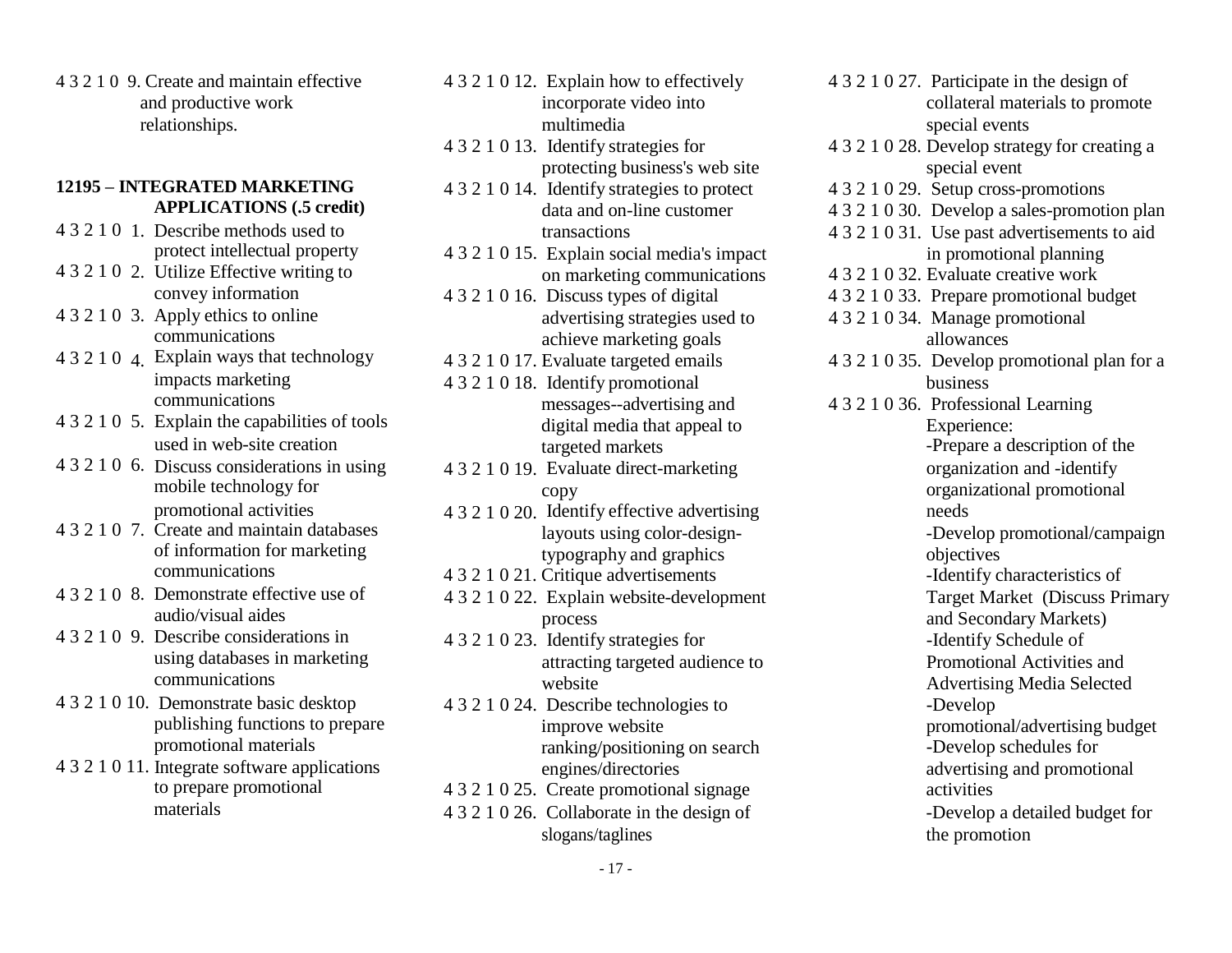4 3 2 1 0 9. Create and maintain effective and productive work relationships.

**12195 – INTEGRATED MARKETING APPLICATIONS (.5 credit)**

4 3 2 1 0 1. Describe methods used to protect intellectual property
4 3 2 1 0 2. Utilize Effective writing to convey information
4 3 2 1 0 3. Apply ethics to online communications
4 3 2 1 0 4. Explain ways that technology impacts marketing communications
4 3 2 1 0 5. Explain the capabilities of tools used in web-site creation
4 3 2 1 0 6. Discuss considerations in using mobile technology for promotional activities
4 3 2 1 0 7. Create and maintain databases of information for marketing communications
4 3 2 1 0 8. Demonstrate effective use of audio/visual aides
4 3 2 1 0 9. Describe considerations in using databases in marketing communications
4 3 2 1 0 10. Demonstrate basic desktop publishing functions to prepare promotional materials
4 3 2 1 0 11. Integrate software applications to prepare promotional materials
4 3 2 1 0 12. Explain how to effectively incorporate video into multimedia
4 3 2 1 0 13. Identify strategies for protecting business's web site
4 3 2 1 0 14. Identify strategies to protect data and on-line customer transactions
4 3 2 1 0 15. Explain social media's impact on marketing communications
4 3 2 1 0 16. Discuss types of digital advertising strategies used to achieve marketing goals
4 3 2 1 0 17. Evaluate targeted emails
4 3 2 1 0 18. Identify promotional messages--advertising and digital media that appeal to targeted markets
4 3 2 1 0 19. Evaluate direct-marketing copy
4 3 2 1 0 20. Identify effective advertising layouts using color-design-typography and graphics
4 3 2 1 0 21. Critique advertisements
4 3 2 1 0 22. Explain website-development process
4 3 2 1 0 23. Identify strategies for attracting targeted audience to website
4 3 2 1 0 24. Describe technologies to improve website ranking/positioning on search engines/directories
4 3 2 1 0 25. Create promotional signage
4 3 2 1 0 26. Collaborate in the design of slogans/taglines
4 3 2 1 0 27. Participate in the design of collateral materials to promote special events
4 3 2 1 0 28. Develop strategy for creating a special event
4 3 2 1 0 29. Setup cross-promotions
4 3 2 1 0 30. Develop a sales-promotion plan
4 3 2 1 0 31. Use past advertisements to aid in promotional planning
4 3 2 1 0 32. Evaluate creative work
4 3 2 1 0 33. Prepare promotional budget
4 3 2 1 0 34. Manage promotional allowances
4 3 2 1 0 35. Develop promotional plan for a business
4 3 2 1 0 36. Professional Learning Experience:
- -Prepare a description of the organization and -identify organizational promotional needs
- -Develop promotional/campaign objectives
- -Identify characteristics of Target Market (Discuss Primary and Secondary Markets)
- -Identify Schedule of Promotional Activities and Advertising Media Selected
- -Develop promotional/advertising budget
- -Develop schedules for advertising and promotional activities
- -Develop a detailed budget for the promotion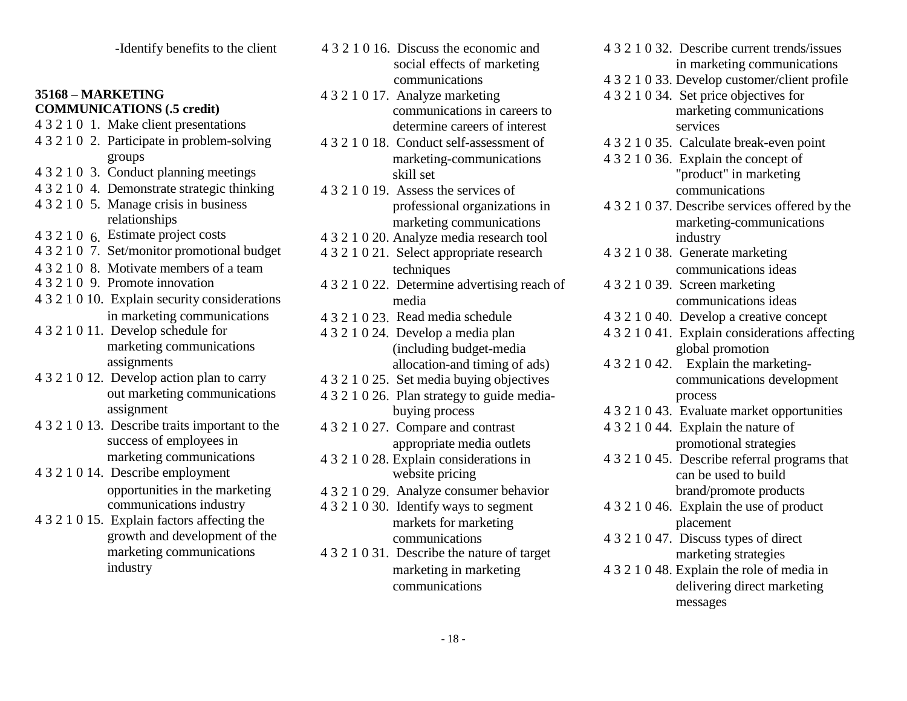-Identify benefits to the client

**35168 – MARKETING COMMUNICATIONS (.5 credit)**

4 3 2 1 0 1. Make client presentations
4 3 2 1 0 2. Participate in problem-solving groups
4 3 2 1 0 3. Conduct planning meetings
4 3 2 1 0 4. Demonstrate strategic thinking
4 3 2 1 0 5. Manage crisis in business relationships
4 3 2 1 0 6. Estimate project costs
4 3 2 1 0 7. Set/monitor promotional budget
4 3 2 1 0 8. Motivate members of a team
4 3 2 1 0 9. Promote innovation
4 3 2 1 0 10. Explain security considerations in marketing communications
4 3 2 1 0 11. Develop schedule for marketing communications assignments
4 3 2 1 0 12. Develop action plan to carry out marketing communications assignment
4 3 2 1 0 13. Describe traits important to the success of employees in marketing communications
4 3 2 1 0 14. Describe employment opportunities in the marketing communications industry
4 3 2 1 0 15. Explain factors affecting the growth and development of the marketing communications industry
4 3 2 1 0 16. Discuss the economic and social effects of marketing communications
4 3 2 1 0 17. Analyze marketing communications in careers to determine careers of interest
4 3 2 1 0 18. Conduct self-assessment of marketing-communications skill set
4 3 2 1 0 19. Assess the services of professional organizations in marketing communications
4 3 2 1 0 20. Analyze media research tool
4 3 2 1 0 21. Select appropriate research techniques
4 3 2 1 0 22. Determine advertising reach of media
4 3 2 1 0 23. Read media schedule
4 3 2 1 0 24. Develop a media plan (including budget-media allocation-and timing of ads)
4 3 2 1 0 25. Set media buying objectives
4 3 2 1 0 26. Plan strategy to guide media-buying process
4 3 2 1 0 27. Compare and contrast appropriate media outlets
4 3 2 1 0 28. Explain considerations in website pricing
4 3 2 1 0 29. Analyze consumer behavior
4 3 2 1 0 30. Identify ways to segment markets for marketing communications
4 3 2 1 0 31. Describe the nature of target marketing in marketing communications
4 3 2 1 0 32. Describe current trends/issues in marketing communications
4 3 2 1 0 33. Develop customer/client profile
4 3 2 1 0 34. Set price objectives for marketing communications services
4 3 2 1 0 35. Calculate break-even point
4 3 2 1 0 36. Explain the concept of "product" in marketing communications
4 3 2 1 0 37. Describe services offered by the marketing-communications industry
4 3 2 1 0 38. Generate marketing communications ideas
4 3 2 1 0 39. Screen marketing communications ideas
4 3 2 1 0 40. Develop a creative concept
4 3 2 1 0 41. Explain considerations affecting global promotion
4 3 2 1 0 42. Explain the marketing-communications development process
4 3 2 1 0 43. Evaluate market opportunities
4 3 2 1 0 44. Explain the nature of promotional strategies
4 3 2 1 0 45. Describe referral programs that can be used to build brand/promote products
4 3 2 1 0 46. Explain the use of product placement
4 3 2 1 0 47. Discuss types of direct marketing strategies
4 3 2 1 0 48. Explain the role of media in delivering direct marketing messages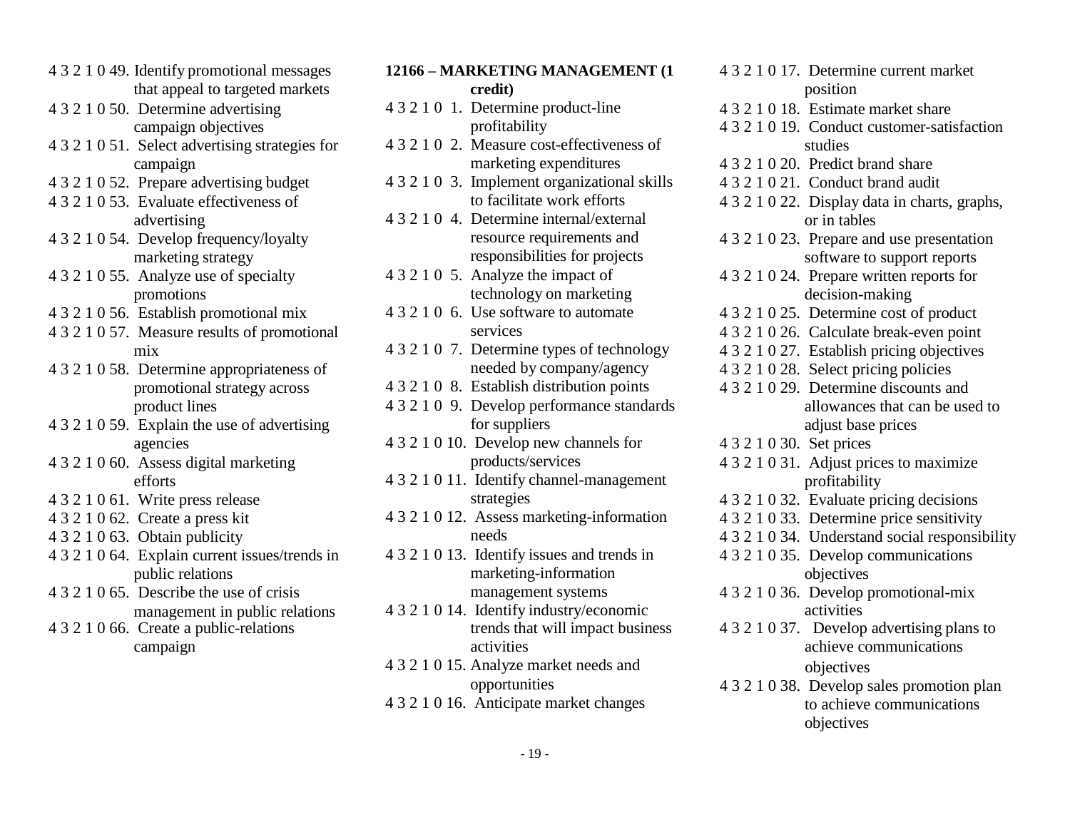4 3 2 1 0 49. Identify promotional messages that appeal to targeted markets
4 3 2 1 0 50. Determine advertising campaign objectives
4 3 2 1 0 51. Select advertising strategies for campaign
4 3 2 1 0 52. Prepare advertising budget
4 3 2 1 0 53. Evaluate effectiveness of advertising
4 3 2 1 0 54. Develop frequency/loyalty marketing strategy
4 3 2 1 0 55. Analyze use of specialty promotions
4 3 2 1 0 56. Establish promotional mix
4 3 2 1 0 57. Measure results of promotional mix
4 3 2 1 0 58. Determine appropriateness of promotional strategy across product lines
4 3 2 1 0 59. Explain the use of advertising agencies
4 3 2 1 0 60. Assess digital marketing efforts
4 3 2 1 0 61. Write press release
4 3 2 1 0 62. Create a press kit
4 3 2 1 0 63. Obtain publicity
4 3 2 1 0 64. Explain current issues/trends in public relations
4 3 2 1 0 65. Describe the use of crisis management in public relations
4 3 2 1 0 66. Create a public-relations campaign

**12166 – MARKETING MANAGEMENT (1 credit)**

4 3 2 1 0 1. Determine product-line profitability
4 3 2 1 0 2. Measure cost-effectiveness of marketing expenditures
4 3 2 1 0 3. Implement organizational skills to facilitate work efforts
4 3 2 1 0 4. Determine internal/external resource requirements and responsibilities for projects
4 3 2 1 0 5. Analyze the impact of technology on marketing
4 3 2 1 0 6. Use software to automate services
4 3 2 1 0 7. Determine types of technology needed by company/agency
4 3 2 1 0 8. Establish distribution points
4 3 2 1 0 9. Develop performance standards for suppliers
4 3 2 1 0 10. Develop new channels for products/services
4 3 2 1 0 11. Identify channel-management strategies
4 3 2 1 0 12. Assess marketing-information needs
4 3 2 1 0 13. Identify issues and trends in marketing-information management systems
4 3 2 1 0 14. Identify industry/economic trends that will impact business activities
4 3 2 1 0 15. Analyze market needs and opportunities
4 3 2 1 0 16. Anticipate market changes
4 3 2 1 0 17. Determine current market position
4 3 2 1 0 18. Estimate market share
4 3 2 1 0 19. Conduct customer-satisfaction studies
4 3 2 1 0 20. Predict brand share
4 3 2 1 0 21. Conduct brand audit
4 3 2 1 0 22. Display data in charts, graphs, or in tables
4 3 2 1 0 23. Prepare and use presentation software to support reports
4 3 2 1 0 24. Prepare written reports for decision-making
4 3 2 1 0 25. Determine cost of product
4 3 2 1 0 26. Calculate break-even point
4 3 2 1 0 27. Establish pricing objectives
4 3 2 1 0 28. Select pricing policies
4 3 2 1 0 29. Determine discounts and allowances that can be used to adjust base prices
4 3 2 1 0 30. Set prices
4 3 2 1 0 31. Adjust prices to maximize profitability
4 3 2 1 0 32. Evaluate pricing decisions
4 3 2 1 0 33. Determine price sensitivity
4 3 2 1 0 34. Understand social responsibility
4 3 2 1 0 35. Develop communications objectives
4 3 2 1 0 36. Develop promotional-mix activities
4 3 2 1 0 37. Develop advertising plans to achieve communications objectives
4 3 2 1 0 38. Develop sales promotion plan to achieve communications objectives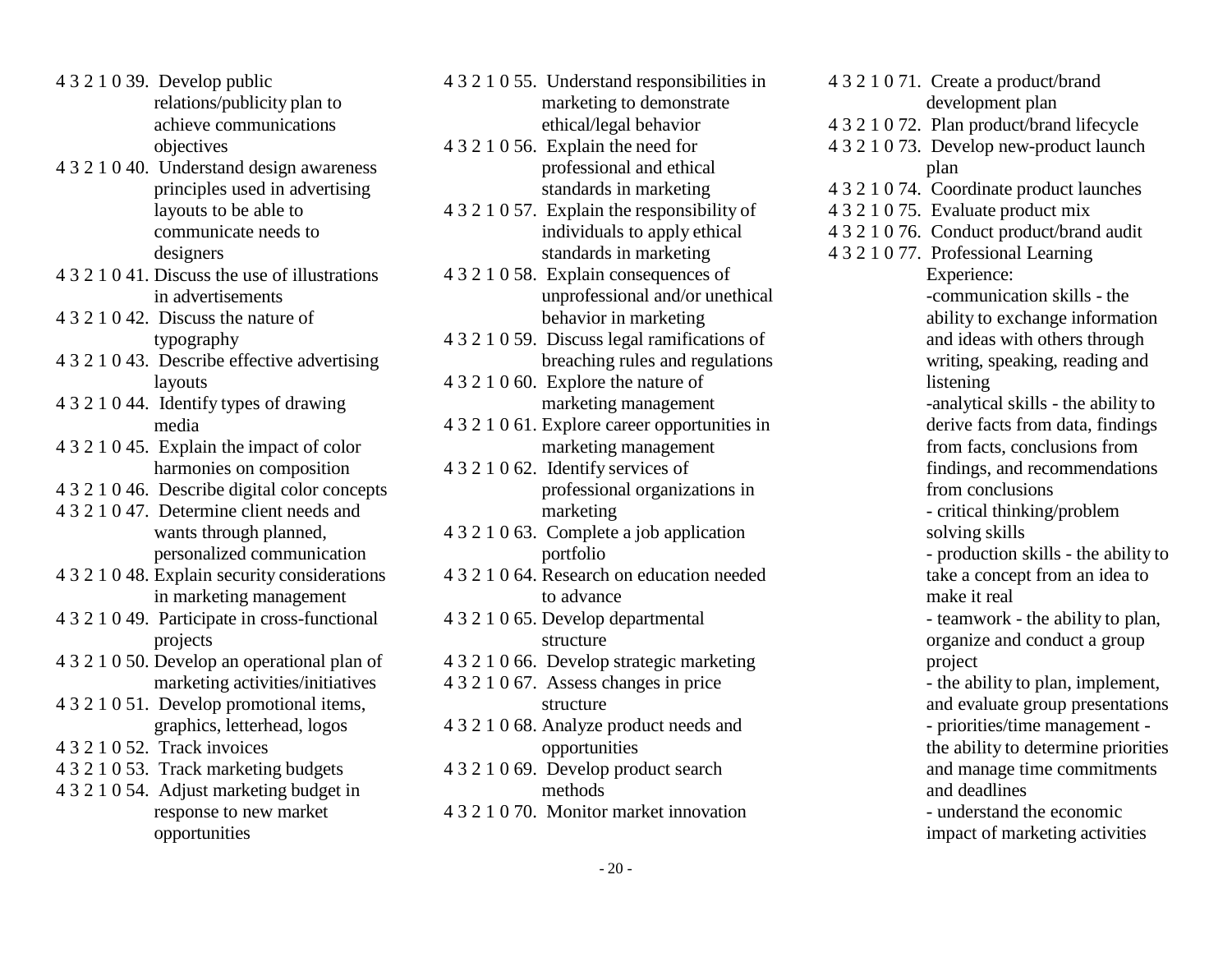4 3 2 1 0 39. Develop public relations/publicity plan to achieve communications objectives

4 3 2 1 0 40. Understand design awareness principles used in advertising layouts to be able to communicate needs to designers

4 3 2 1 0 41. Discuss the use of illustrations in advertisements

4 3 2 1 0 42. Discuss the nature of typography

4 3 2 1 0 43. Describe effective advertising layouts

4 3 2 1 0 44. Identify types of drawing media

4 3 2 1 0 45. Explain the impact of color harmonies on composition

4 3 2 1 0 46. Describe digital color concepts

4 3 2 1 0 47. Determine client needs and wants through planned, personalized communication

4 3 2 1 0 48. Explain security considerations in marketing management

4 3 2 1 0 49. Participate in cross-functional projects

4 3 2 1 0 50. Develop an operational plan of marketing activities/initiatives

4 3 2 1 0 51. Develop promotional items, graphics, letterhead, logos

4 3 2 1 0 52. Track invoices

4 3 2 1 0 53. Track marketing budgets

4 3 2 1 0 54. Adjust marketing budget in response to new market opportunities

4 3 2 1 0 55. Understand responsibilities in marketing to demonstrate ethical/legal behavior

4 3 2 1 0 56. Explain the need for professional and ethical standards in marketing

4 3 2 1 0 57. Explain the responsibility of individuals to apply ethical standards in marketing

4 3 2 1 0 58. Explain consequences of unprofessional and/or unethical behavior in marketing

4 3 2 1 0 59. Discuss legal ramifications of breaching rules and regulations

4 3 2 1 0 60. Explore the nature of marketing management

4 3 2 1 0 61. Explore career opportunities in marketing management

4 3 2 1 0 62. Identify services of professional organizations in marketing

4 3 2 1 0 63. Complete a job application portfolio

4 3 2 1 0 64. Research on education needed to advance

4 3 2 1 0 65. Develop departmental structure

4 3 2 1 0 66. Develop strategic marketing

4 3 2 1 0 67. Assess changes in price structure

4 3 2 1 0 68. Analyze product needs and opportunities

4 3 2 1 0 69. Develop product search methods

4 3 2 1 0 70. Monitor market innovation

4 3 2 1 0 71. Create a product/brand development plan

4 3 2 1 0 72. Plan product/brand lifecycle

4 3 2 1 0 73. Develop new-product launch plan

4 3 2 1 0 74. Coordinate product launches

4 3 2 1 0 75. Evaluate product mix

4 3 2 1 0 76. Conduct product/brand audit

4 3 2 1 0 77. Professional Learning Experience:

-communication skills - the ability to exchange information and ideas with others through writing, speaking, reading and listening

-analytical skills - the ability to derive facts from data, findings from facts, conclusions from findings, and recommendations from conclusions

- critical thinking/problem solving skills

- production skills - the ability to take a concept from an idea to make it real

- teamwork - the ability to plan, organize and conduct a group project

- the ability to plan, implement, and evaluate group presentations

- priorities/time management - the ability to determine priorities and manage time commitments and deadlines

- understand the economic impact of marketing activities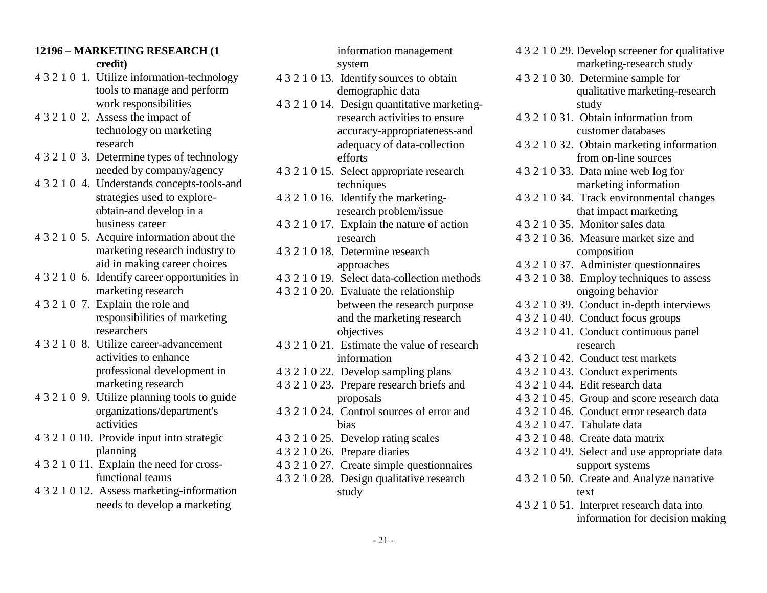**12196 – MARKETING RESEARCH (1 credit)**

4 3 2 1 0 1. Utilize information-technology tools to manage and perform work responsibilities

4 3 2 1 0 2. Assess the impact of technology on marketing research

4 3 2 1 0 3. Determine types of technology needed by company/agency

4 3 2 1 0 4. Understands concepts-tools-and strategies used to explore-obtain-and develop in a business career

4 3 2 1 0 5. Acquire information about the marketing research industry to aid in making career choices

4 3 2 1 0 6. Identify career opportunities in marketing research

4 3 2 1 0 7. Explain the role and responsibilities of marketing researchers

4 3 2 1 0 8. Utilize career-advancement activities to enhance professional development in marketing research

4 3 2 1 0 9. Utilize planning tools to guide organizations/department's activities

4 3 2 1 0 10. Provide input into strategic planning

4 3 2 1 0 11. Explain the need for cross-functional teams

4 3 2 1 0 12. Assess marketing-information needs to develop a marketing information management system

4 3 2 1 0 13. Identify sources to obtain demographic data

4 3 2 1 0 14. Design quantitative marketing-research activities to ensure accuracy-appropriateness-and adequacy of data-collection efforts

4 3 2 1 0 15. Select appropriate research techniques

4 3 2 1 0 16. Identify the marketing-research problem/issue

4 3 2 1 0 17. Explain the nature of action research

4 3 2 1 0 18. Determine research approaches

4 3 2 1 0 19. Select data-collection methods

4 3 2 1 0 20. Evaluate the relationship between the research purpose and the marketing research objectives

4 3 2 1 0 21. Estimate the value of research information

4 3 2 1 0 22. Develop sampling plans

4 3 2 1 0 23. Prepare research briefs and proposals

4 3 2 1 0 24. Control sources of error and bias

4 3 2 1 0 25. Develop rating scales

4 3 2 1 0 26. Prepare diaries

4 3 2 1 0 27. Create simple questionnaires

4 3 2 1 0 28. Design qualitative research study

4 3 2 1 0 29. Develop screener for qualitative marketing-research study

4 3 2 1 0 30. Determine sample for qualitative marketing-research study

4 3 2 1 0 31. Obtain information from customer databases

4 3 2 1 0 32. Obtain marketing information from on-line sources

4 3 2 1 0 33. Data mine web log for marketing information

4 3 2 1 0 34. Track environmental changes that impact marketing

4 3 2 1 0 35. Monitor sales data

4 3 2 1 0 36. Measure market size and composition

4 3 2 1 0 37. Administer questionnaires

4 3 2 1 0 38. Employ techniques to assess ongoing behavior

4 3 2 1 0 39. Conduct in-depth interviews

4 3 2 1 0 40. Conduct focus groups

4 3 2 1 0 41. Conduct continuous panel research

4 3 2 1 0 42. Conduct test markets

4 3 2 1 0 43. Conduct experiments

4 3 2 1 0 44. Edit research data

4 3 2 1 0 45. Group and score research data

4 3 2 1 0 46. Conduct error research data

4 3 2 1 0 47. Tabulate data

4 3 2 1 0 48. Create data matrix

4 3 2 1 0 49. Select and use appropriate data support systems

4 3 2 1 0 50. Create and Analyze narrative text

4 3 2 1 0 51. Interpret research data into information for decision making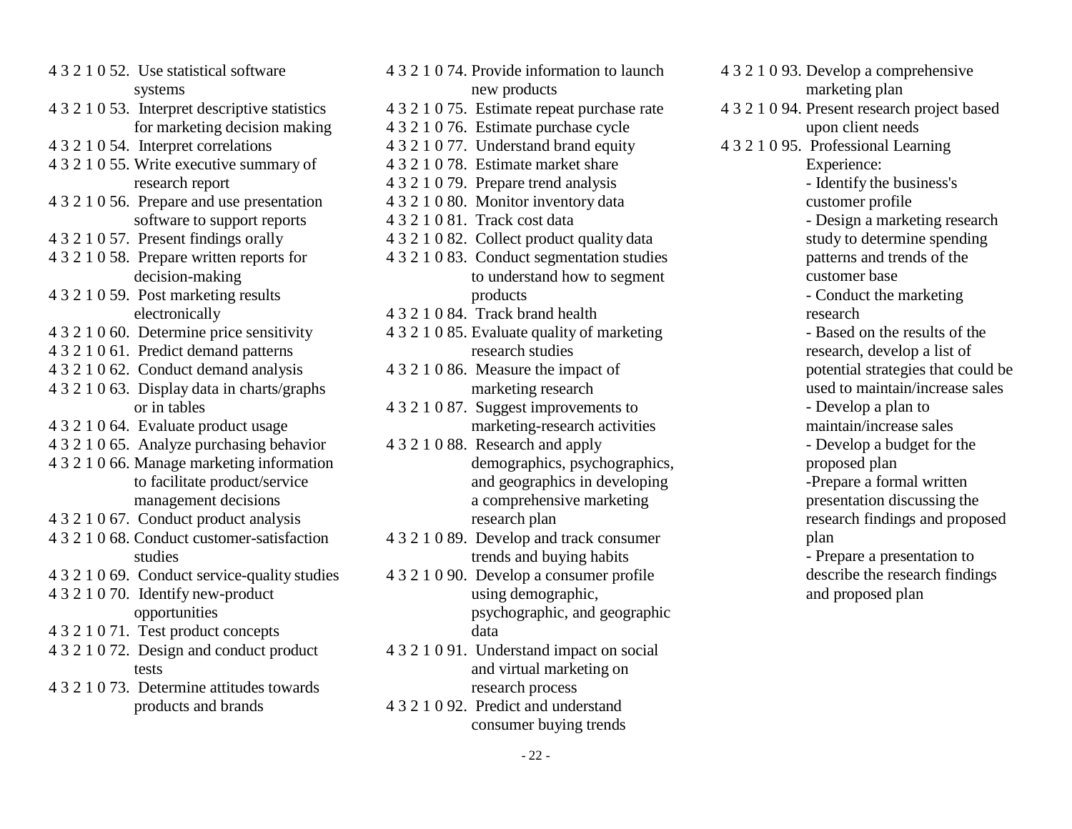4 3 2 1 0 52. Use statistical software systems
4 3 2 1 0 53. Interpret descriptive statistics for marketing decision making
4 3 2 1 0 54. Interpret correlations
4 3 2 1 0 55. Write executive summary of research report
4 3 2 1 0 56. Prepare and use presentation software to support reports
4 3 2 1 0 57. Present findings orally
4 3 2 1 0 58. Prepare written reports for decision-making
4 3 2 1 0 59. Post marketing results electronically
4 3 2 1 0 60. Determine price sensitivity
4 3 2 1 0 61. Predict demand patterns
4 3 2 1 0 62. Conduct demand analysis
4 3 2 1 0 63. Display data in charts/graphs or in tables
4 3 2 1 0 64. Evaluate product usage
4 3 2 1 0 65. Analyze purchasing behavior
4 3 2 1 0 66. Manage marketing information to facilitate product/service management decisions
4 3 2 1 0 67. Conduct product analysis
4 3 2 1 0 68. Conduct customer-satisfaction studies
4 3 2 1 0 69. Conduct service-quality studies
4 3 2 1 0 70. Identify new-product opportunities
4 3 2 1 0 71. Test product concepts
4 3 2 1 0 72. Design and conduct product tests
4 3 2 1 0 73. Determine attitudes towards products and brands
4 3 2 1 0 74. Provide information to launch new products
4 3 2 1 0 75. Estimate repeat purchase rate
4 3 2 1 0 76. Estimate purchase cycle
4 3 2 1 0 77. Understand brand equity
4 3 2 1 0 78. Estimate market share
4 3 2 1 0 79. Prepare trend analysis
4 3 2 1 0 80. Monitor inventory data
4 3 2 1 0 81. Track cost data
4 3 2 1 0 82. Collect product quality data
4 3 2 1 0 83. Conduct segmentation studies to understand how to segment products
4 3 2 1 0 84. Track brand health
4 3 2 1 0 85. Evaluate quality of marketing research studies
4 3 2 1 0 86. Measure the impact of marketing research
4 3 2 1 0 87. Suggest improvements to marketing-research activities
4 3 2 1 0 88. Research and apply demographics, psychographics, and geographics in developing a comprehensive marketing research plan
4 3 2 1 0 89. Develop and track consumer trends and buying habits
4 3 2 1 0 90. Develop a consumer profile using demographic, psychographic, and geographic data
4 3 2 1 0 91. Understand impact on social and virtual marketing on research process
4 3 2 1 0 92. Predict and understand consumer buying trends
4 3 2 1 0 93. Develop a comprehensive marketing plan
4 3 2 1 0 94. Present research project based upon client needs
4 3 2 1 0 95. Professional Learning Experience:
- Identify the business's customer profile
- Design a marketing research study to determine spending patterns and trends of the customer base
- Conduct the marketing research
- Based on the results of the research, develop a list of potential strategies that could be used to maintain/increase sales
- Develop a plan to maintain/increase sales
- Develop a budget for the proposed plan
-Prepare a formal written presentation discussing the research findings and proposed plan
- Prepare a presentation to describe the research findings and proposed plan